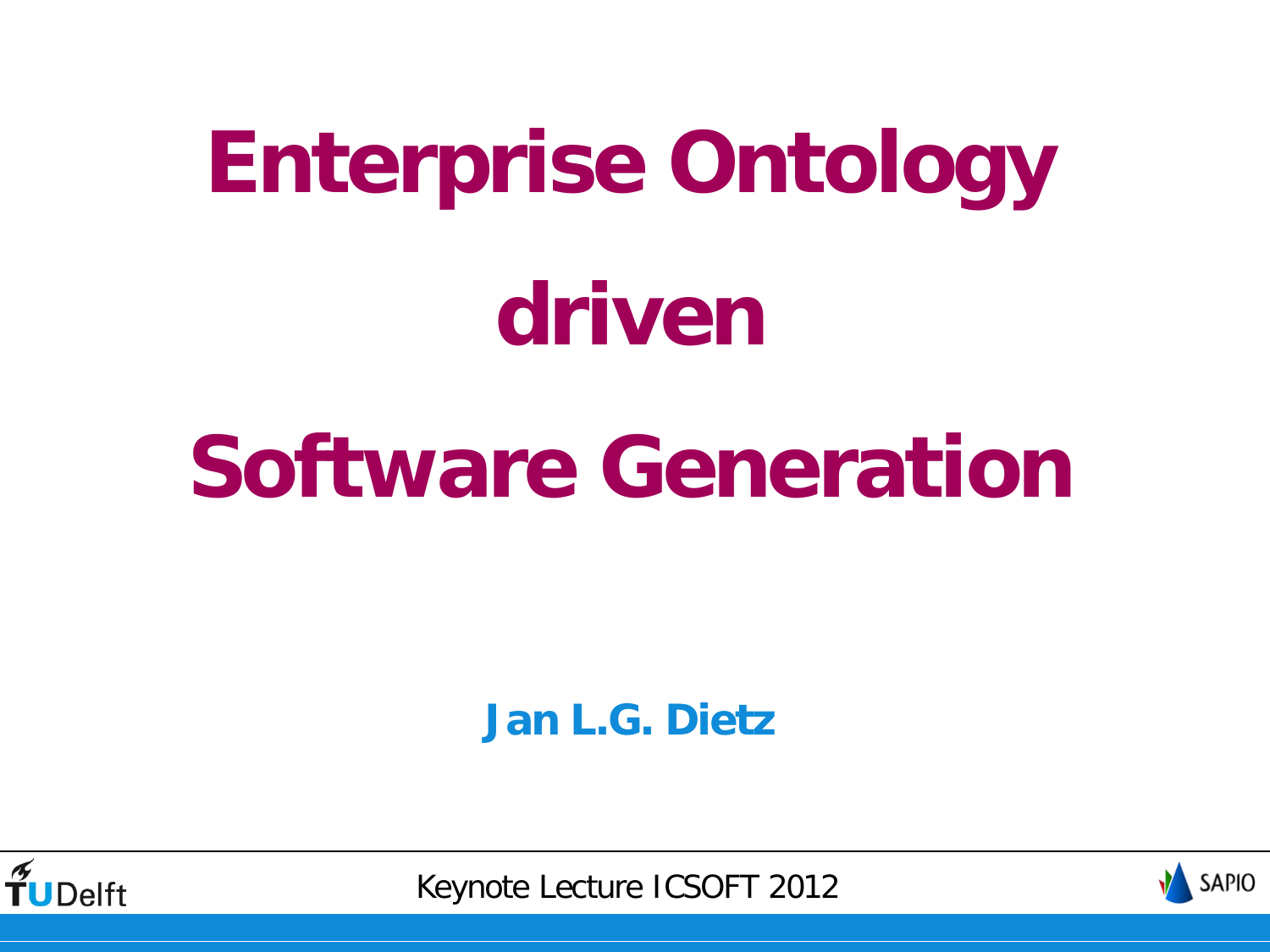# Enterprise Ontology driven Software Generation

**Jan L.G. Dietz**

Keynote Lecture ICSOFT 2012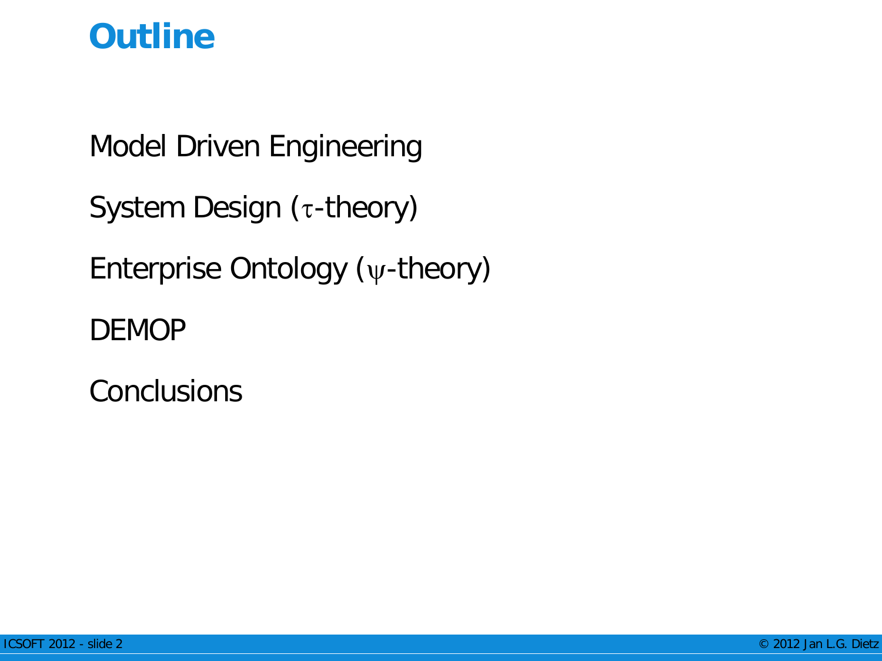# Outline

Model Driven Engineering

System Design ($\tau$-theory)

Enterprise Ontology ($\psi$-theory)

DEMOP

Conclusions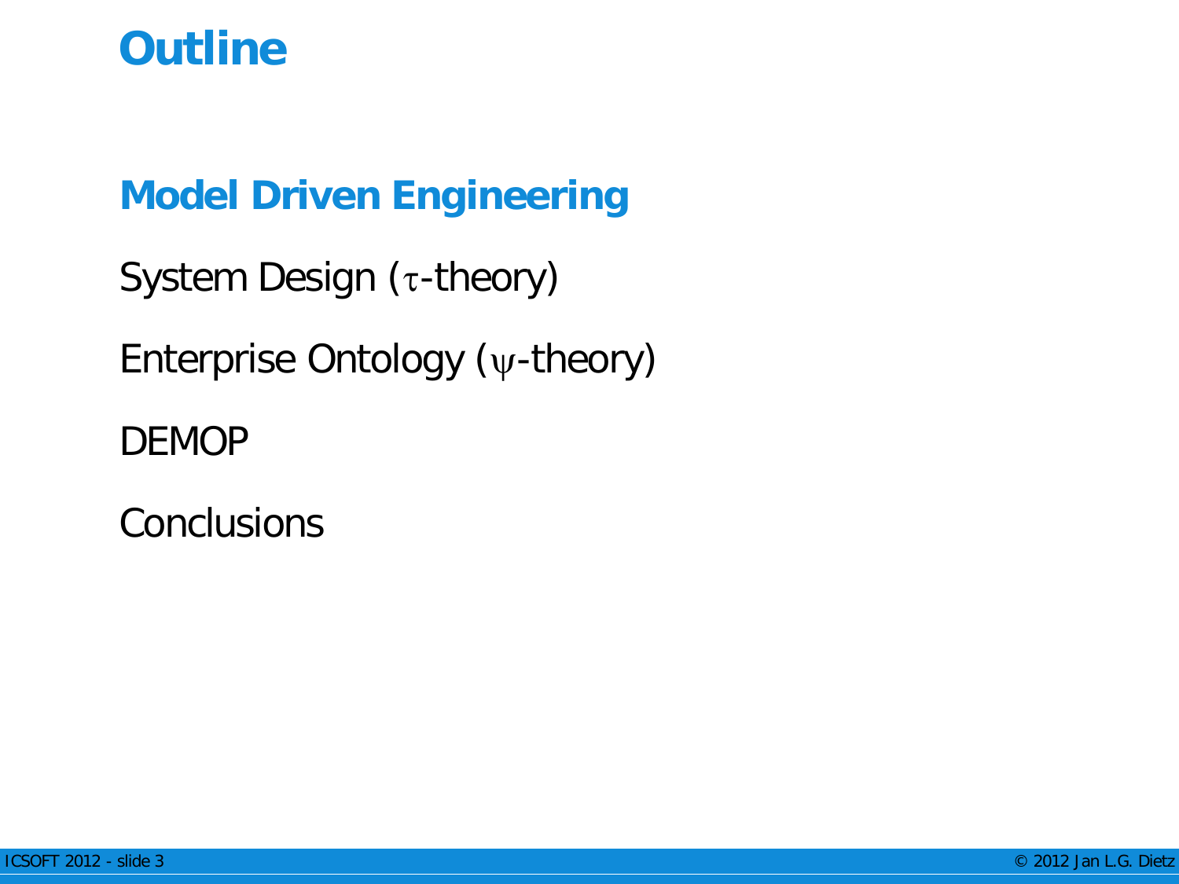# Outline

**Model Driven Engineering**

System Design ($\tau$-theory)

Enterprise Ontology ($\psi$-theory)

DEMOP

Conclusions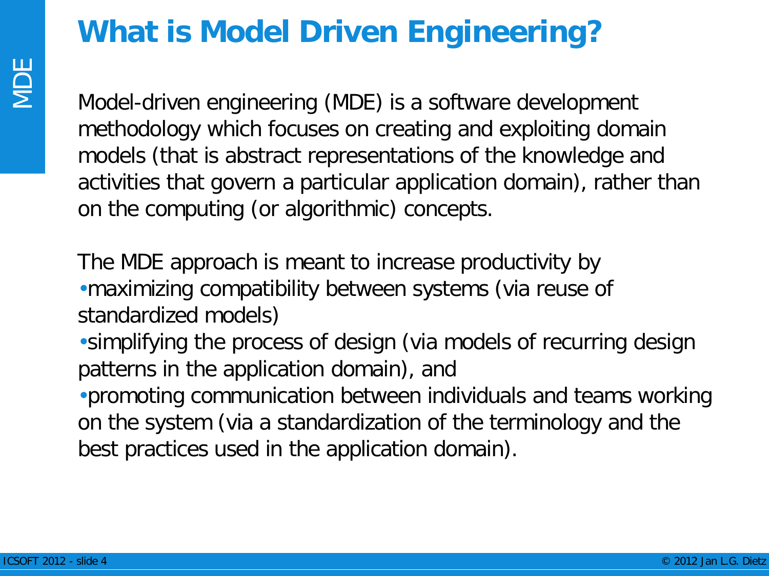# What is Model Driven Engineering?

Model-driven engineering (MDE) is a software development methodology which focuses on creating and exploiting domain models (that is abstract representations of the knowledge and activities that govern a particular application domain), rather than on the computing (or algorithmic) concepts.

The MDE approach is meant to increase productivity by

- maximizing compatibility between systems (via reuse of standardized models)
- simplifying the process of design (via models of recurring design patterns in the application domain), and
- promoting communication between individuals and teams working on the system (via a standardization of the terminology and the best practices used in the application domain).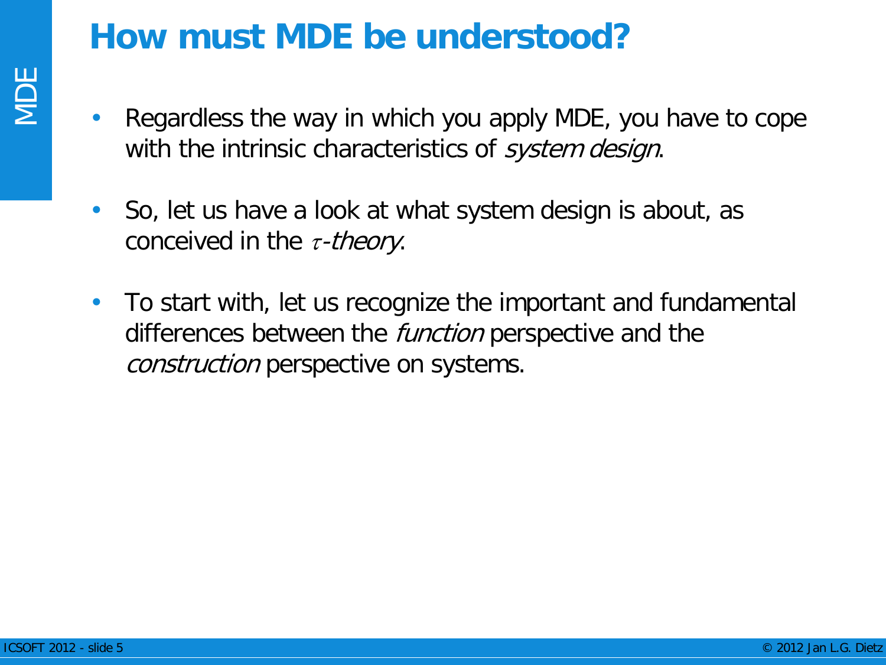# How must MDE be understood?

- Regardless the way in which you apply MDE, you have to cope with the intrinsic characteristics of *system design*.

- So, let us have a look at what system design is about, as conceived in the $\tau$-*theory*.

- To start with, let us recognize the important and fundamental differences between the *function* perspective and the *construction* perspective on systems.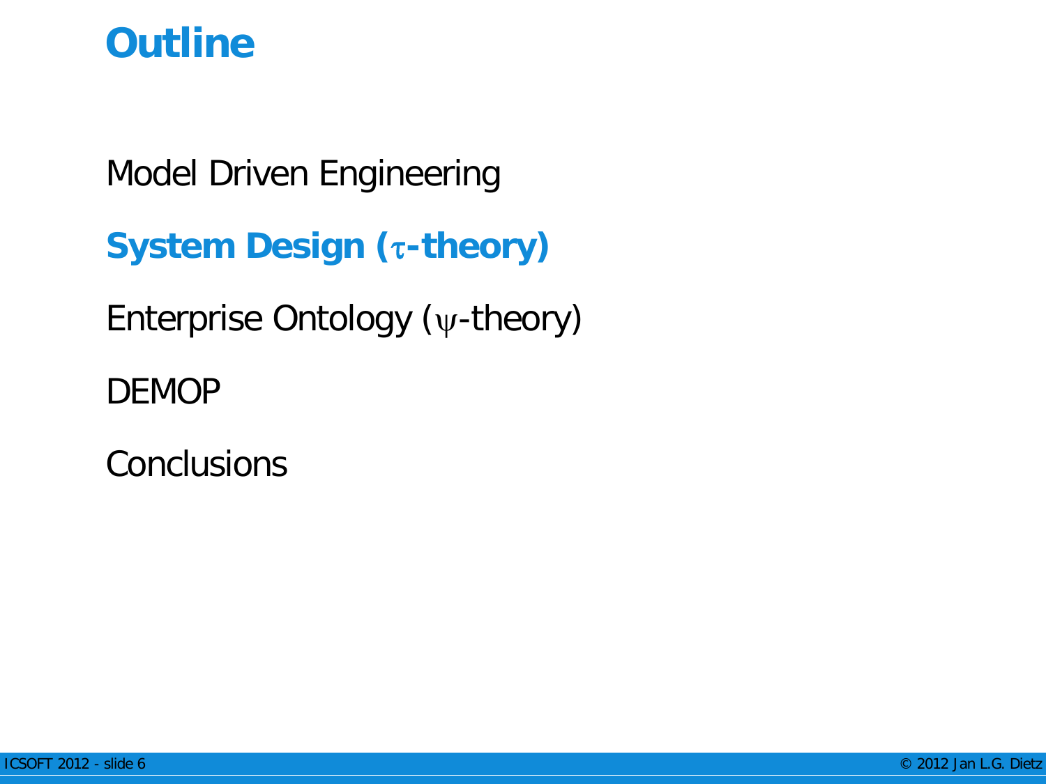# Outline

Model Driven Engineering

**System Design ($\tau$-theory)**

Enterprise Ontology ($\psi$-theory)

DEMOP

Conclusions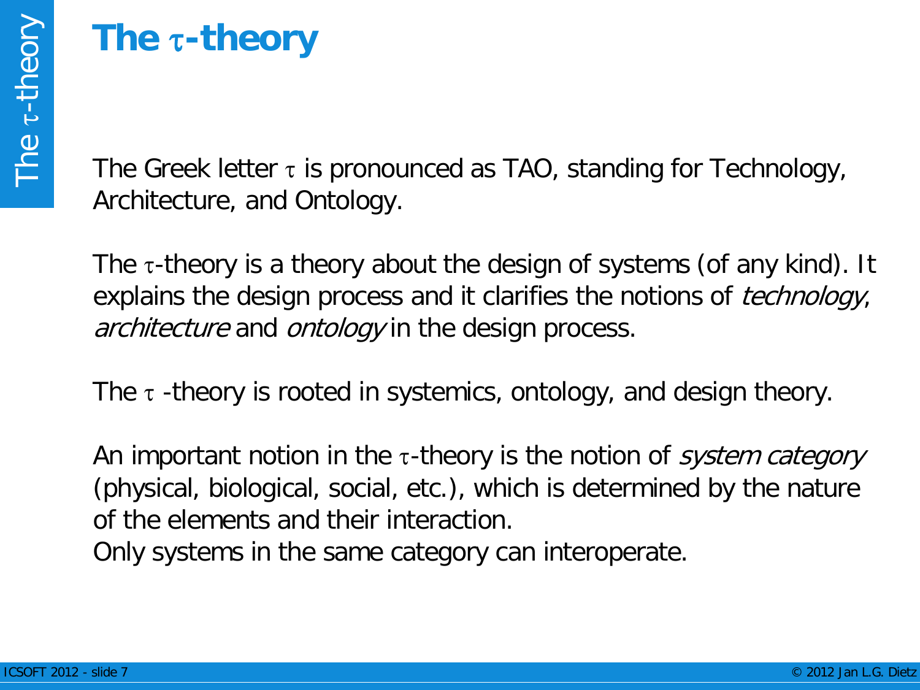# The τ-theory

The Greek letter τ is pronounced as TAO, standing for Technology, Architecture, and Ontology.

The τ-theory is a theory about the design of systems (of any kind). It explains the design process and it clarifies the notions of *technology*, *architecture* and *ontology* in the design process.

The τ -theory is rooted in systemics, ontology, and design theory.

An important notion in the τ-theory is the notion of *system category* (physical, biological, social, etc.), which is determined by the nature of the elements and their interaction.
Only systems in the same category can interoperate.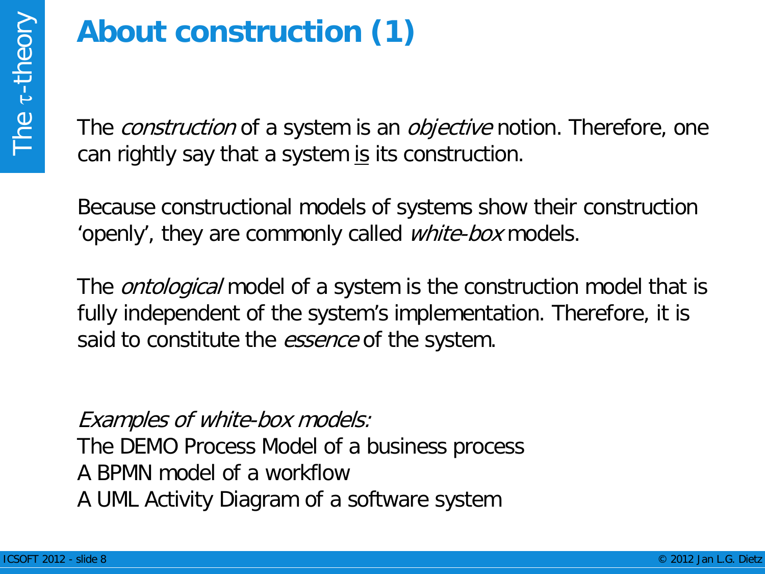# About construction (1)

The *construction* of a system is an *objective* notion. Therefore, one can rightly say that a system <u>is</u> its construction.

Because constructional models of systems show their construction ‘openly’, they are commonly called *white-box* models.

The *ontological* model of a system is the construction model that is fully independent of the system’s implementation. Therefore, it is said to constitute the *essence* of the system.

*Examples of white-box models:*

The DEMO Process Model of a business process  
A BPMN model of a workflow  
A UML Activity Diagram of a software system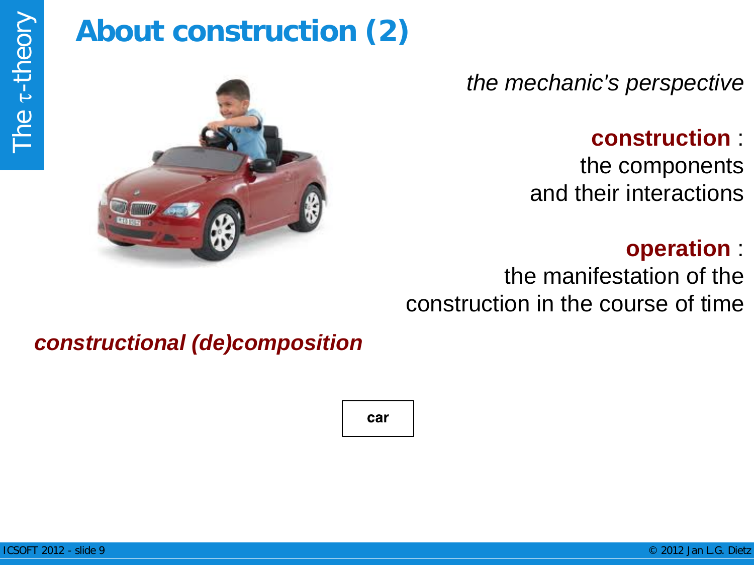# About construction (2)

*the mechanic's perspective*

**construction** :
the components
and their interactions

**operation** :
the manifestation of the
construction in the course of time

***constructional (de)composition***

**car**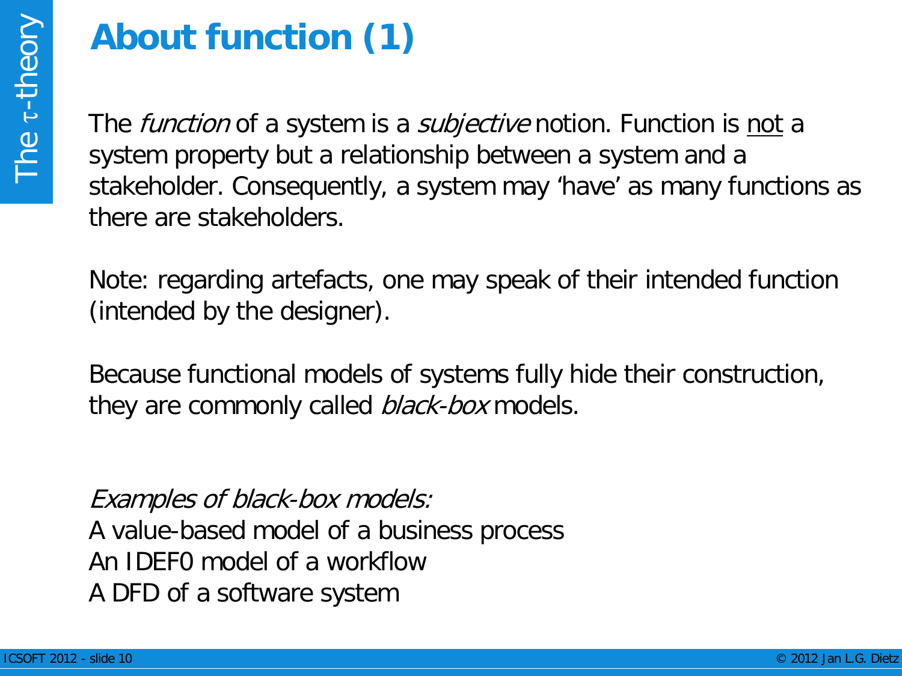# About function (1)

The *function* of a system is a *subjective* notion. Function is <u>not</u> a system property but a relationship between a system and a stakeholder. Consequently, a system may 'have' as many functions as there are stakeholders.

Note: regarding artefacts, one may speak of their intended function (intended by the designer).

Because functional models of systems fully hide their construction, they are commonly called *black-box* models.

*Examples of black-box models:*
A value-based model of a business process
An IDEF0 model of a workflow
A DFD of a software system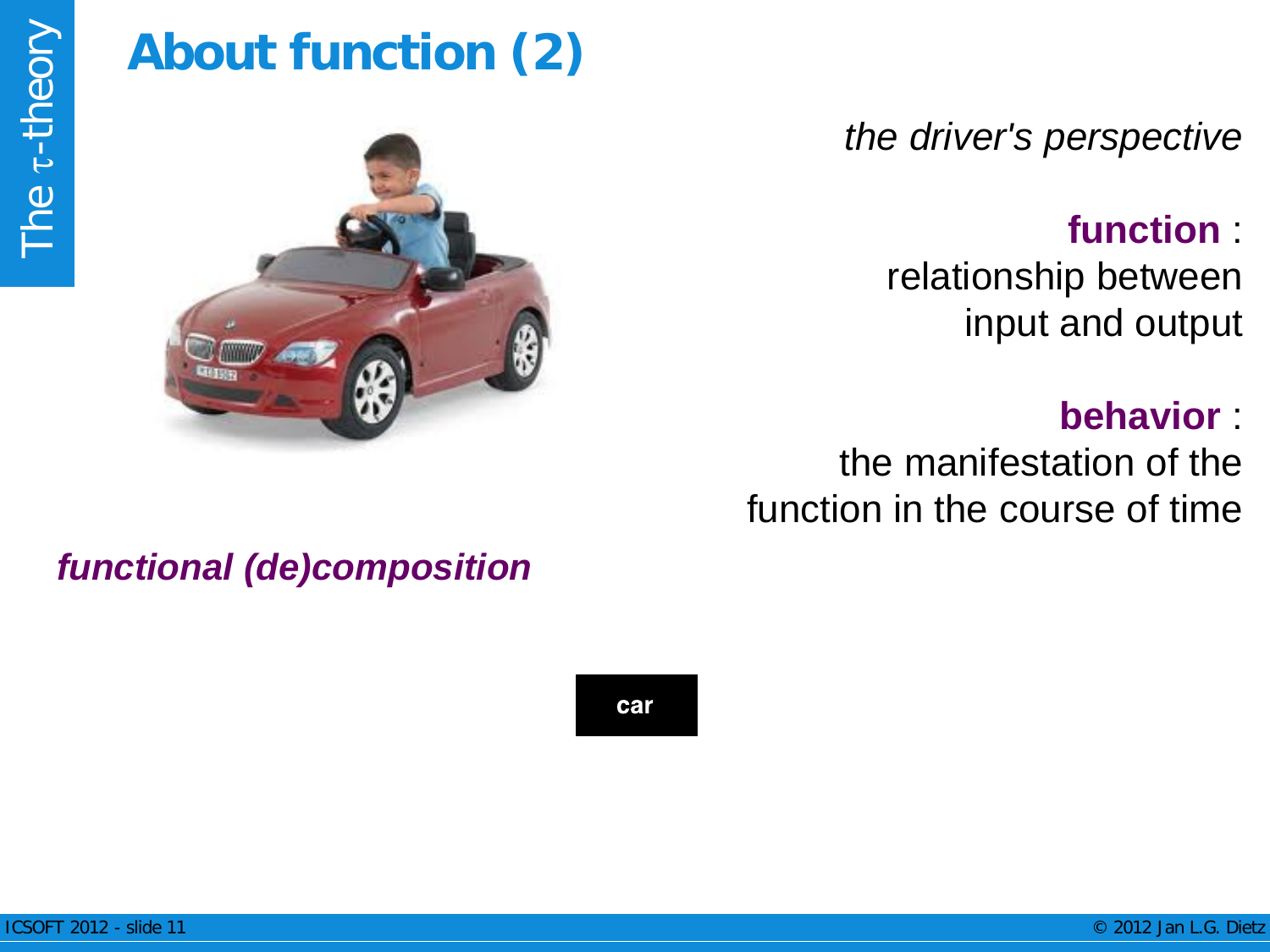# About function (2)

*the driver's perspective*

**function** :
relationship between
input and output

**behavior** :
the manifestation of the
function in the course of time

***functional (de)composition***

**car**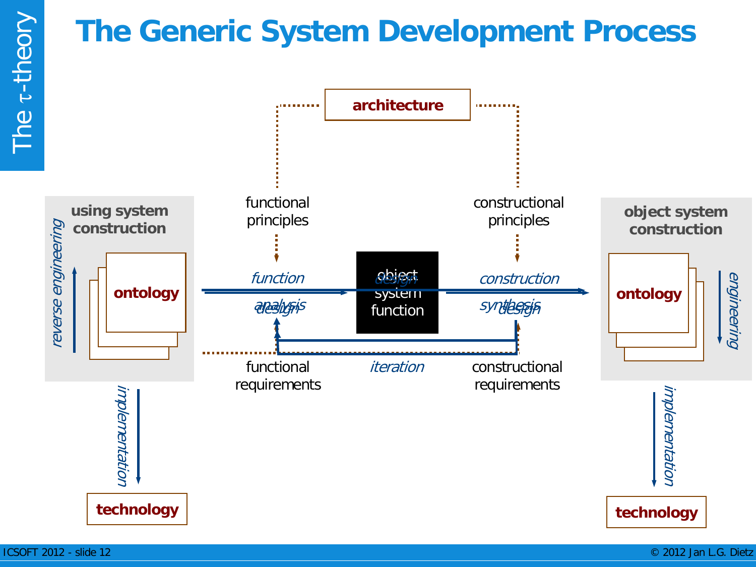# The Generic System Development Process

architecture

functional principles

constructional principles

using system construction

reverse engineering

ontology

*function*

*analysis*

*design*

object system function

*design*

*construction*

*synthesis*

*design*

object system construction

ontology

*engineering*

functional requirements

*iteration*

constructional requirements

*implementation*

technology

*implementation*

technology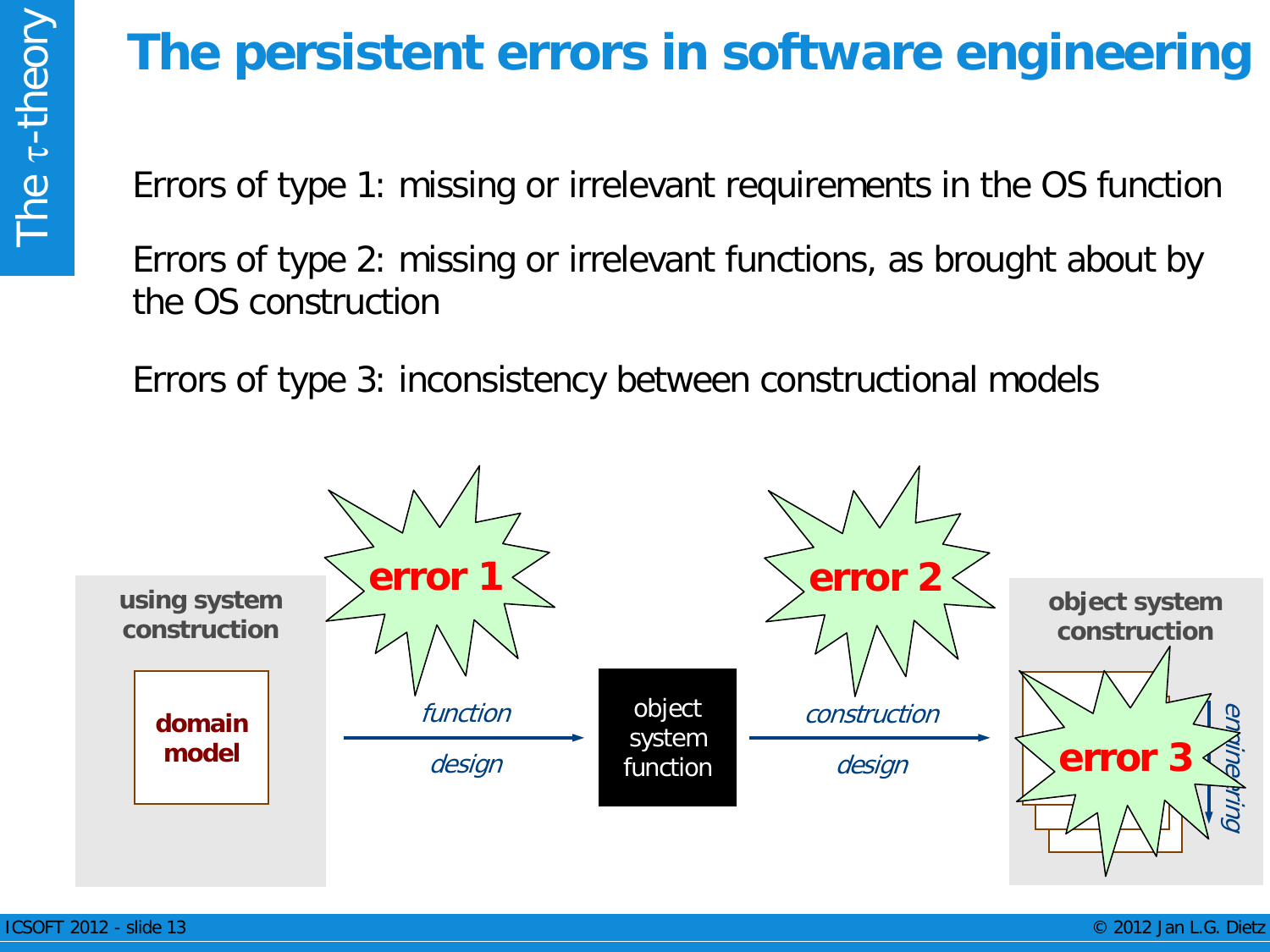# The persistent errors in software engineering

Errors of type 1: missing or irrelevant requirements in the OS function

Errors of type 2: missing or irrelevant functions, as brought about by the OS construction

Errors of type 3: inconsistency between constructional models

using system construction

domain model

error 1

*function*

*design*

object system function

error 2

*construction*

*design*

object system construction

error 3

*engineering*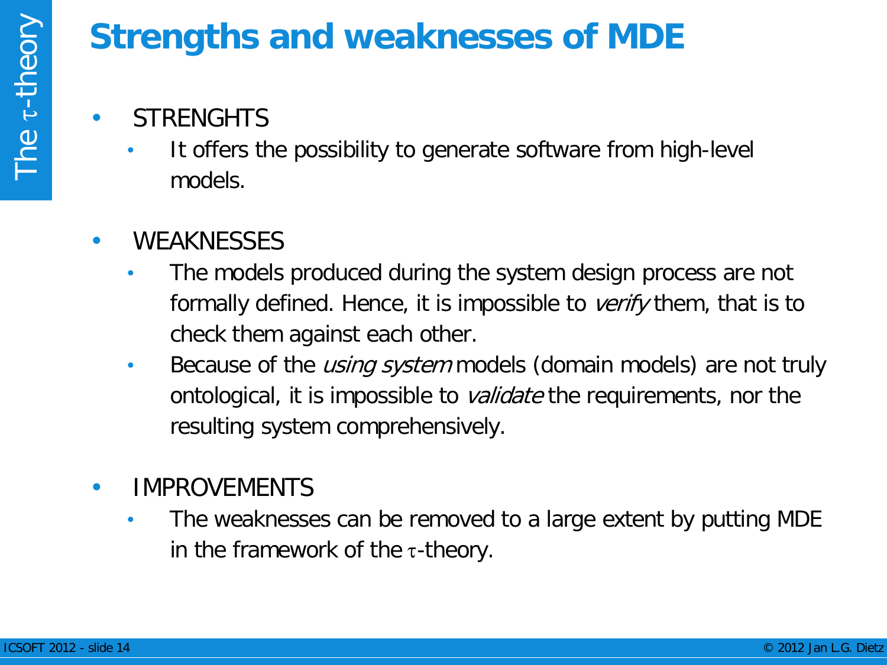# Strengths and weaknesses of MDE

- STRENGHTS
  - It offers the possibility to generate software from high-level models.

- WEAKNESSES
  - The models produced during the system design process are not formally defined. Hence, it is impossible to *verify* them, that is to check them against each other.
  - Because of the *using system* models (domain models) are not truly ontological, it is impossible to *validate* the requirements, nor the resulting system comprehensively.

- IMPROVEMENTS
  - The weaknesses can be removed to a large extent by putting MDE in the framework of the $\tau$-theory.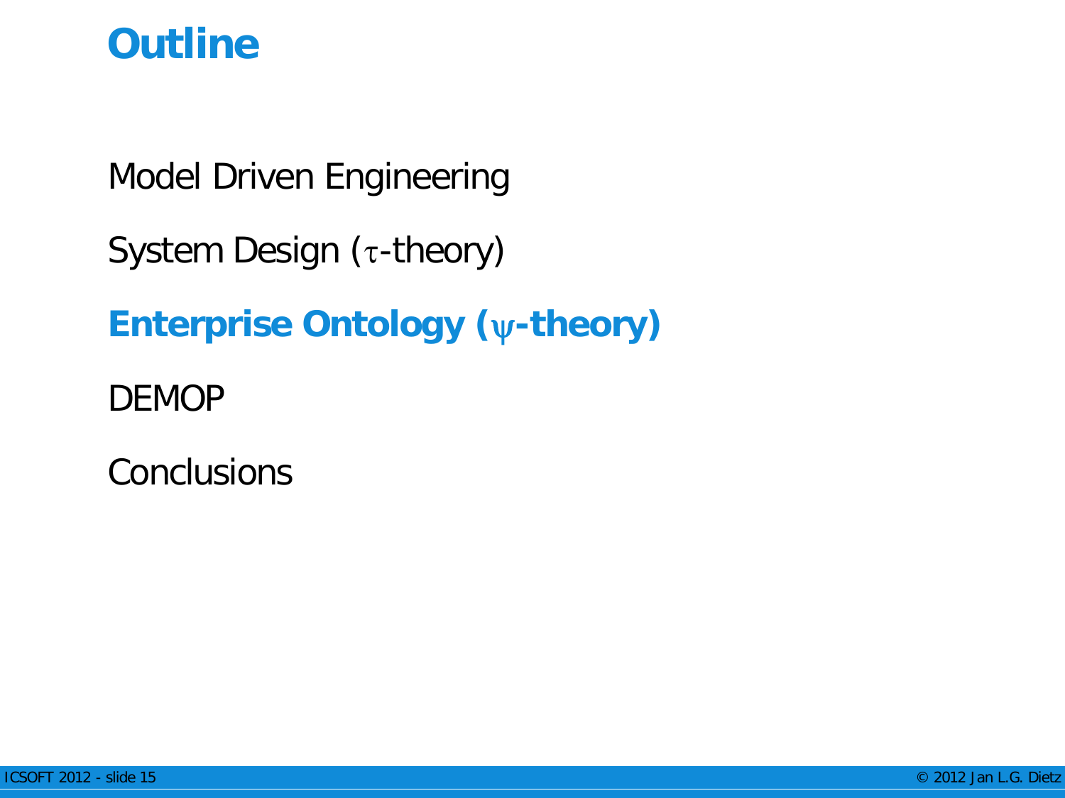# Outline

Model Driven Engineering

System Design ($\tau$-theory)

**Enterprise Ontology ($\psi$-theory)**

DEMOP

Conclusions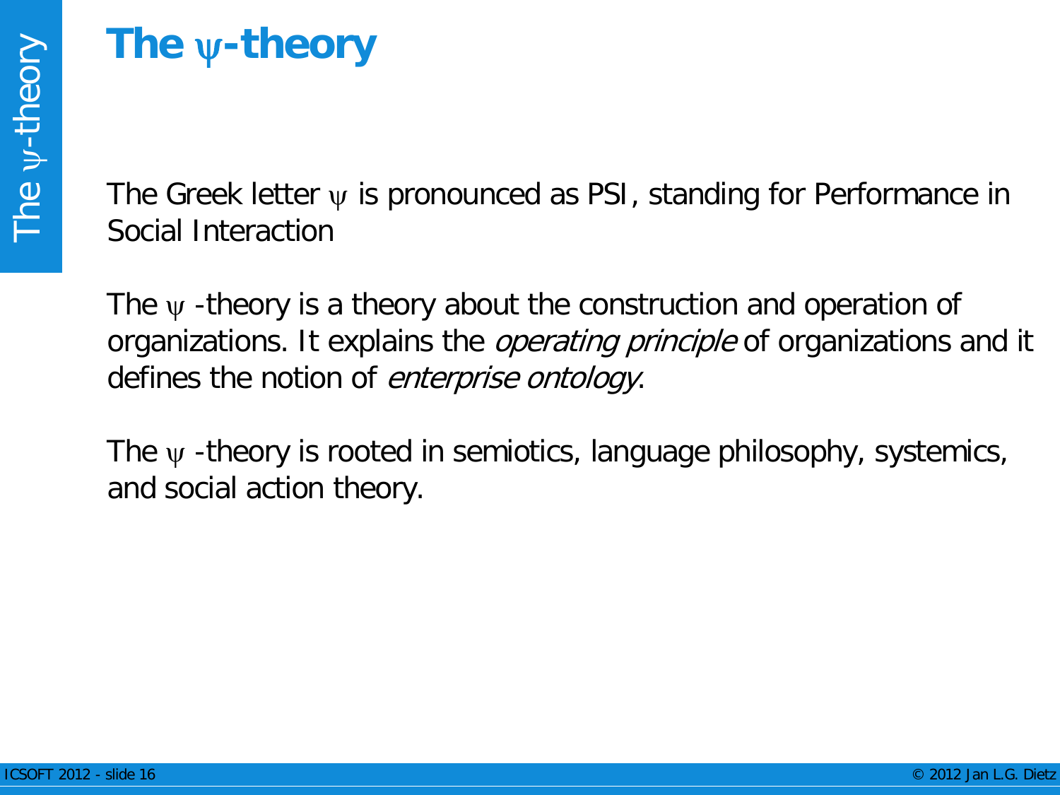# The ψ-theory

The Greek letter ψ is pronounced as PSI, standing for Performance in Social Interaction

The ψ -theory is a theory about the construction and operation of organizations. It explains the *operating principle* of organizations and it defines the notion of *enterprise ontology*.

The ψ -theory is rooted in semiotics, language philosophy, systemics, and social action theory.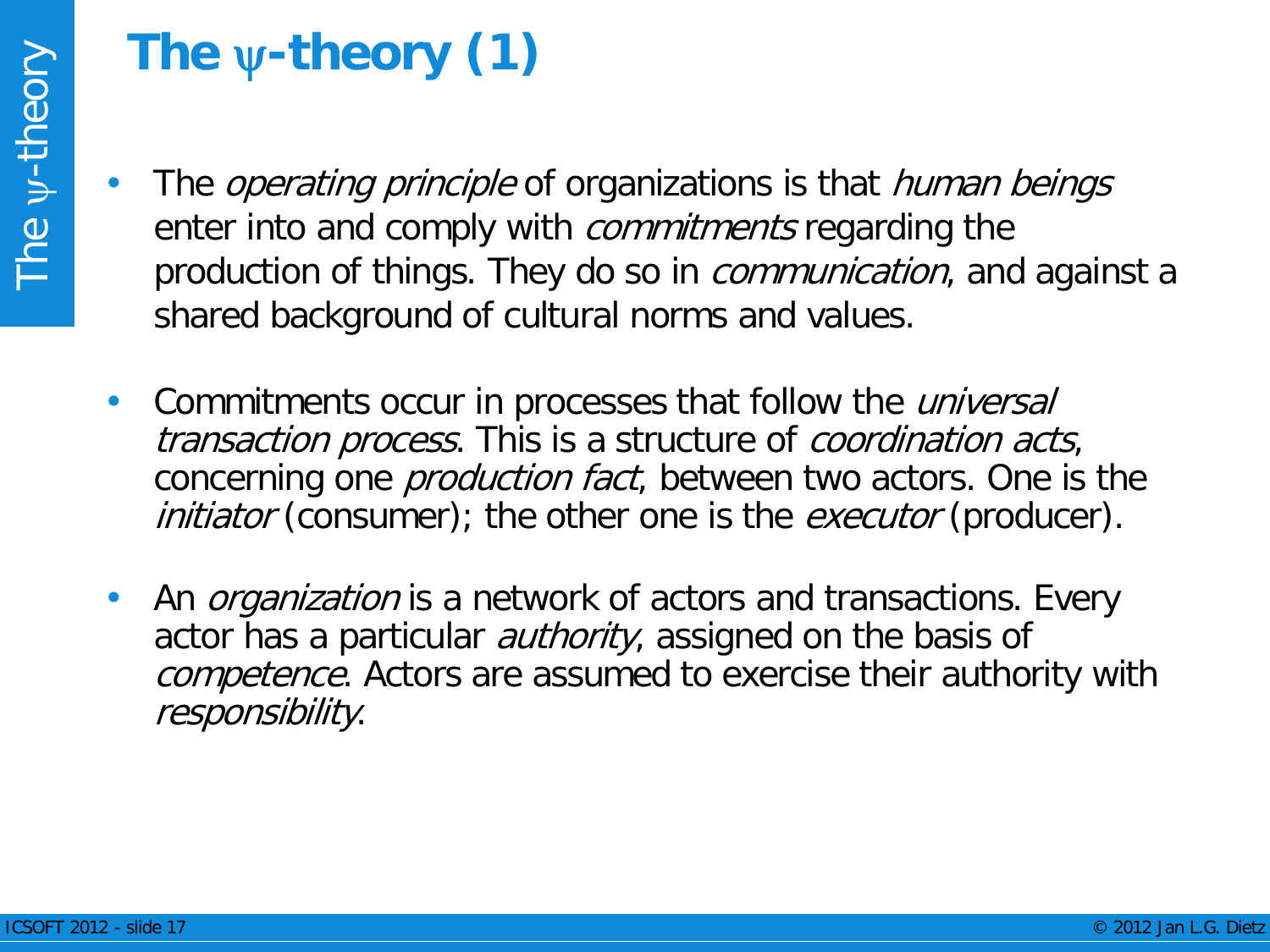# The ψ-theory (1)

- The *operating principle* of organizations is that *human beings* enter into and comply with *commitments* regarding the production of things. They do so in *communication*, and against a shared background of cultural norms and values.
- Commitments occur in processes that follow the *universal transaction process*. This is a structure of *coordination acts*, concerning one *production fact*, between two actors. One is the *initiator* (consumer); the other one is the *executor* (producer).
- An *organization* is a network of actors and transactions. Every actor has a particular *authority*, assigned on the basis of *competence*. Actors are assumed to exercise their authority with *responsibility*.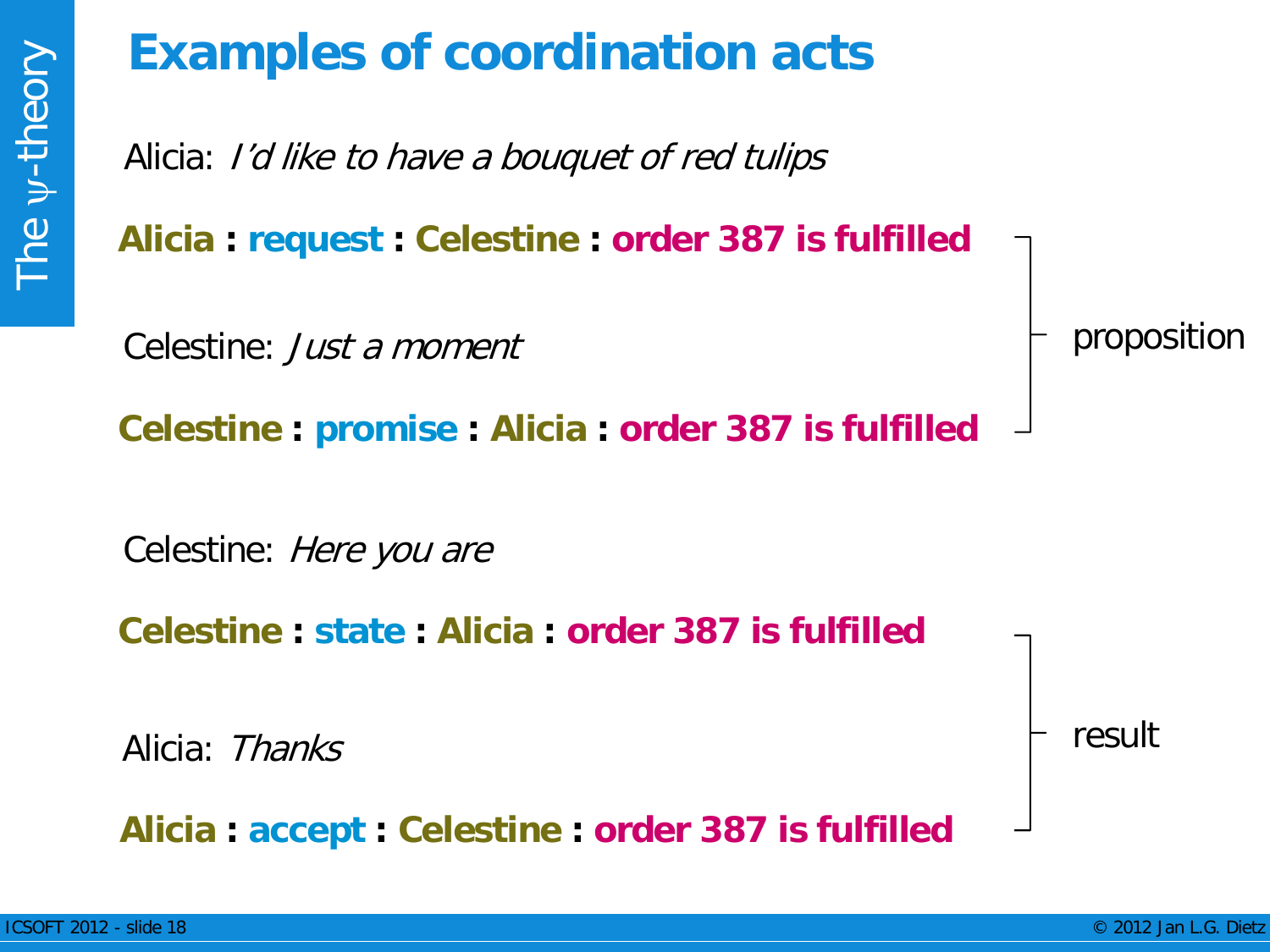# Examples of coordination acts

Alicia: *I'd like to have a bouquet of red tulips*

**Alicia : request : Celestine : order 387 is fulfilled**

Celestine: *Just a moment*

**Celestine : promise : Alicia : order 387 is fulfilled**

(proposition)

Celestine: *Here you are*

**Celestine : state : Alicia : order 387 is fulfilled**

Alicia: *Thanks*

**Alicia : accept : Celestine : order 387 is fulfilled**

(result)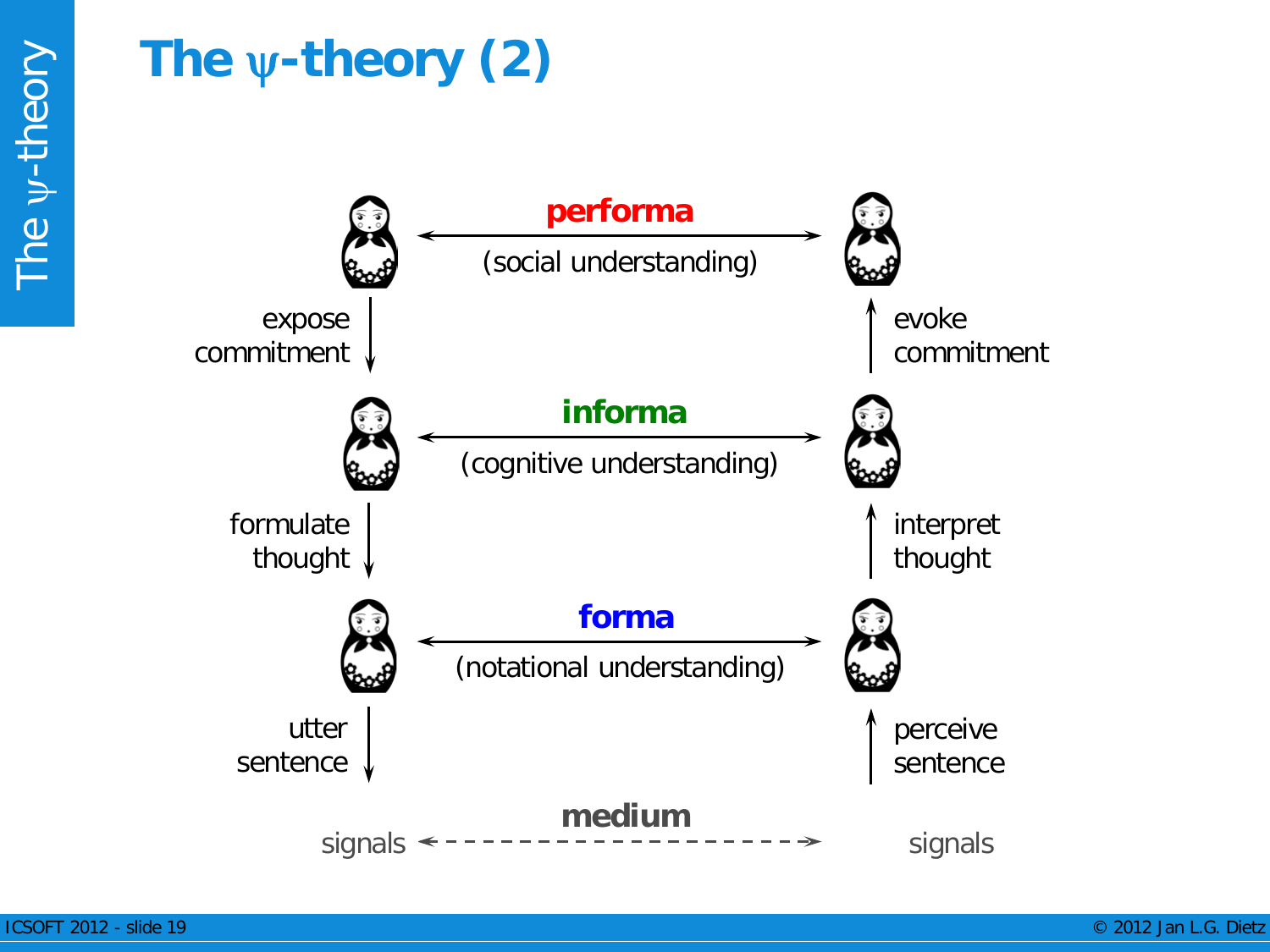# The ψ-theory (2)

performa

(social understanding)

expose commitment

evoke commitment

informa

(cognitive understanding)

formulate thought

interpret thought

forma

(notational understanding)

utter sentence

perceive sentence

medium

signals

signals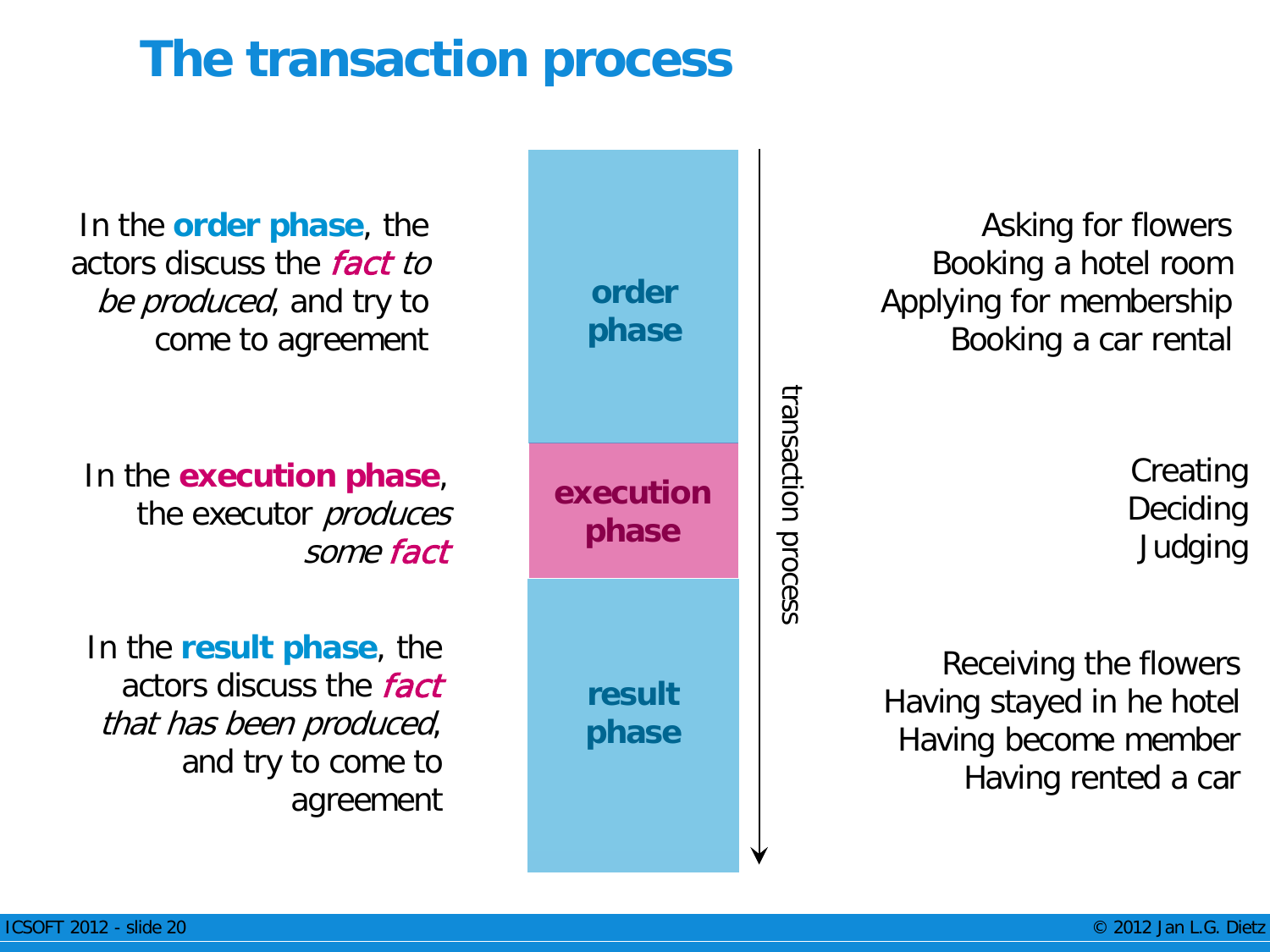# The transaction process

In the **order phase**, the actors discuss the *fact to be produced*, and try to come to agreement

In the **execution phase**, the executor *produces some fact*

In the **result phase**, the actors discuss the *fact that has been produced*, and try to come to agreement

**order phase**

**execution phase**

**result phase**

transaction process

Asking for flowers
Booking a hotel room
Applying for membership
Booking a car rental

Creating
Deciding
Judging

Receiving the flowers
Having stayed in he hotel
Having become member
Having rented a car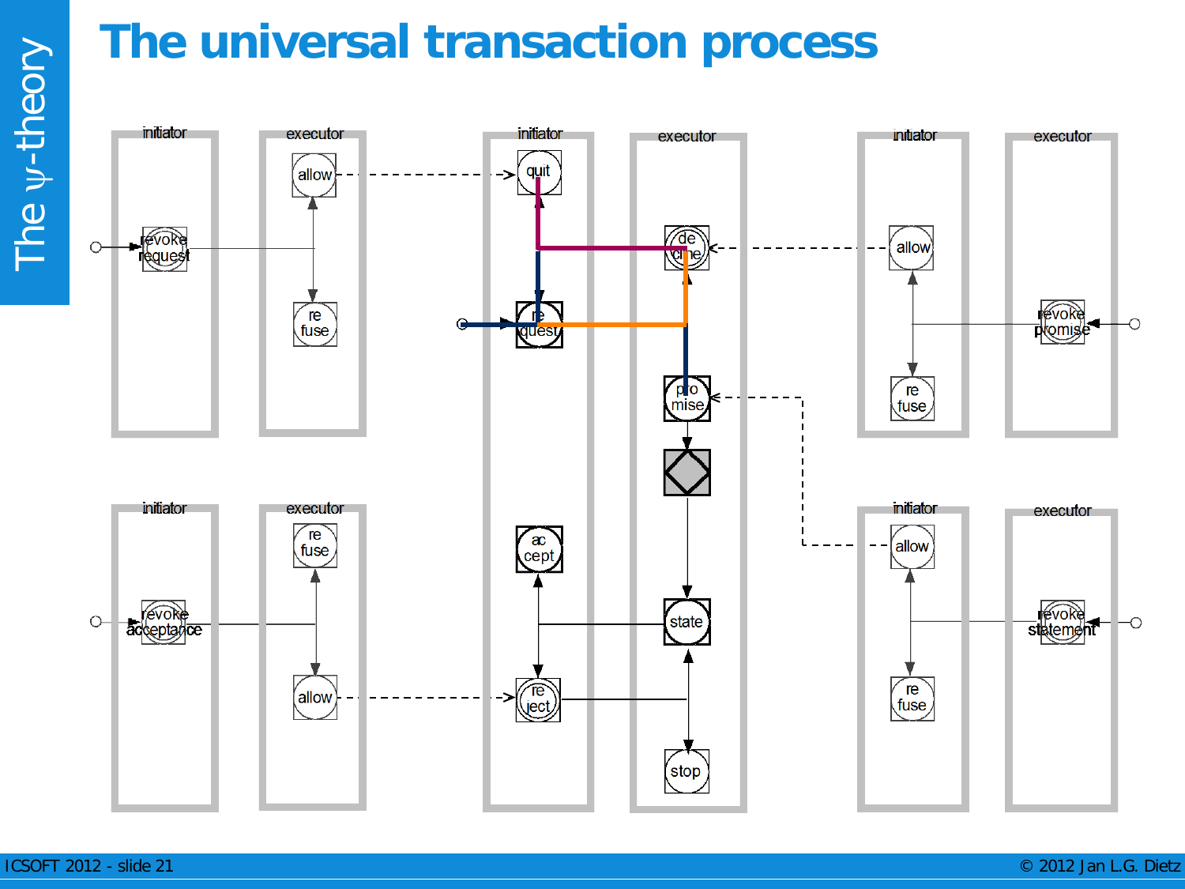# The universal transaction process

initiator | executor | initiator | executor | initiator | executor

revoke request | allow | quit | decline | allow | revoke promise

refuse | request | promise | refuse

initiator | executor | accept | state | initiator | executor

revoke acceptance | refuse | allow | reject | stop | allow | revoke statement | refuse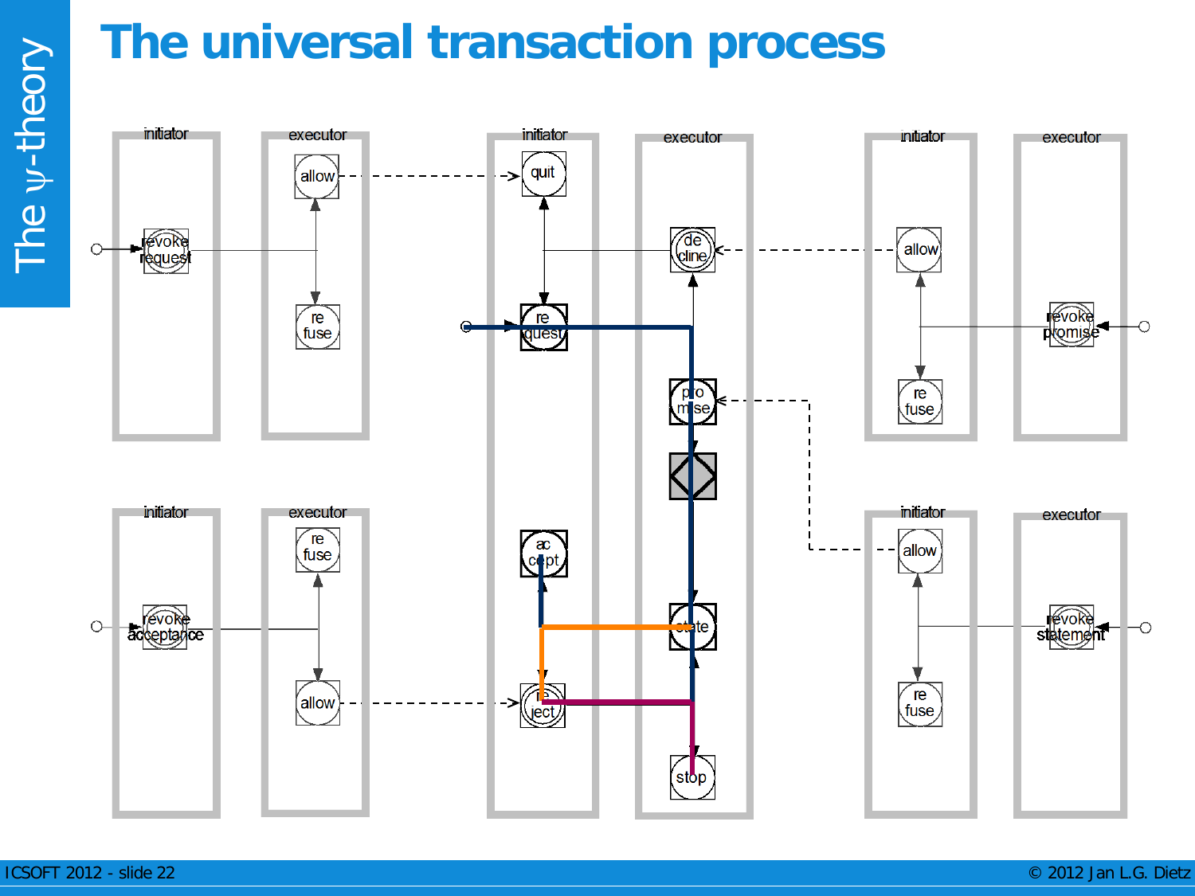# The universal transaction process

initiator | executor | initiator | executor | initiator | executor

revoke request | allow | quit | de cline | allow | revoke promise

re fuse | re quest | pro mise | re fuse

initiator | executor | initiator | executor

revoke acceptance | re fuse | ac cept | state | allow | revoke statement

allow | re ject | stop | re fuse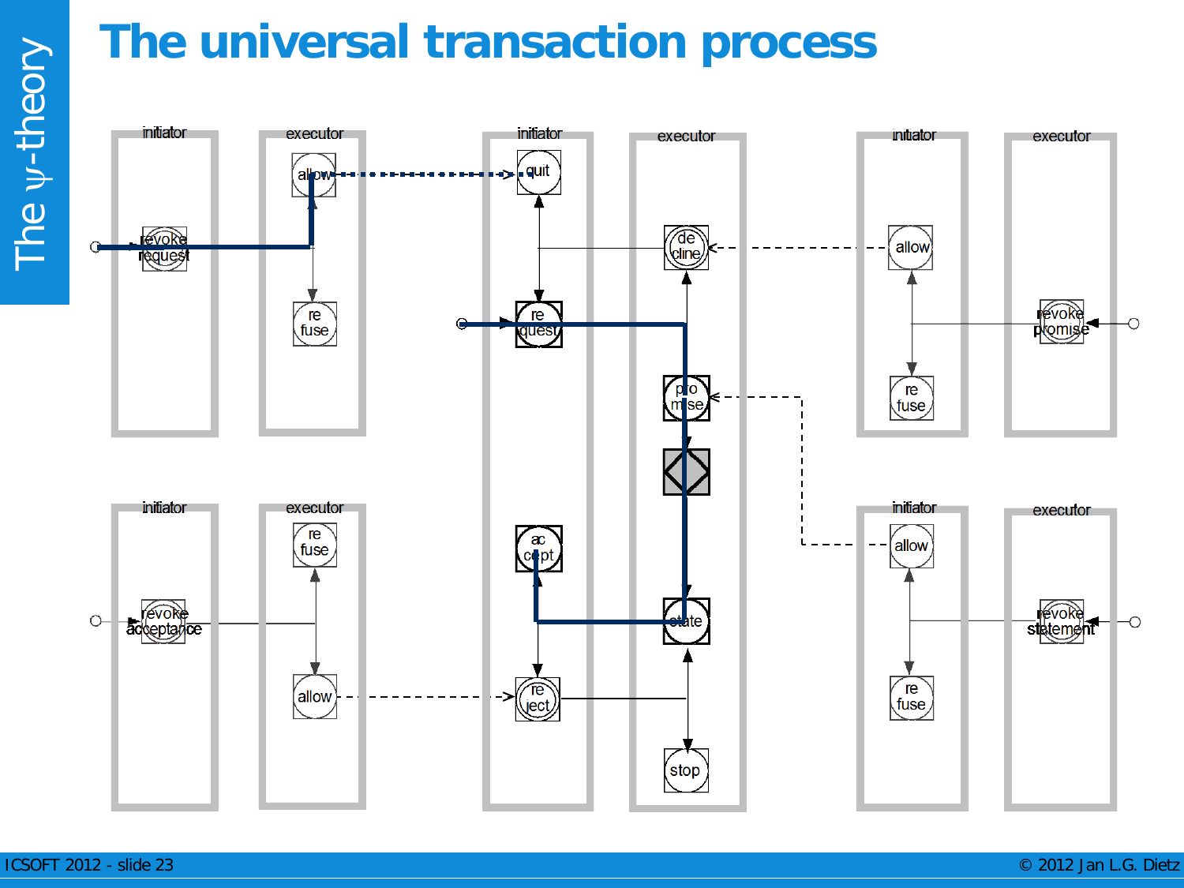# The universal transaction process

The ψ-theory

| initiator | executor | initiator | executor | initiator | executor |
|---|---|---|---|---|---|
| revoke request | allow, refuse | quit, request, accept, reject | decline, promise, state, stop | allow, refuse | revoke promise |
| revoke acceptance | refuse, allow | | | allow, refuse | revoke statement |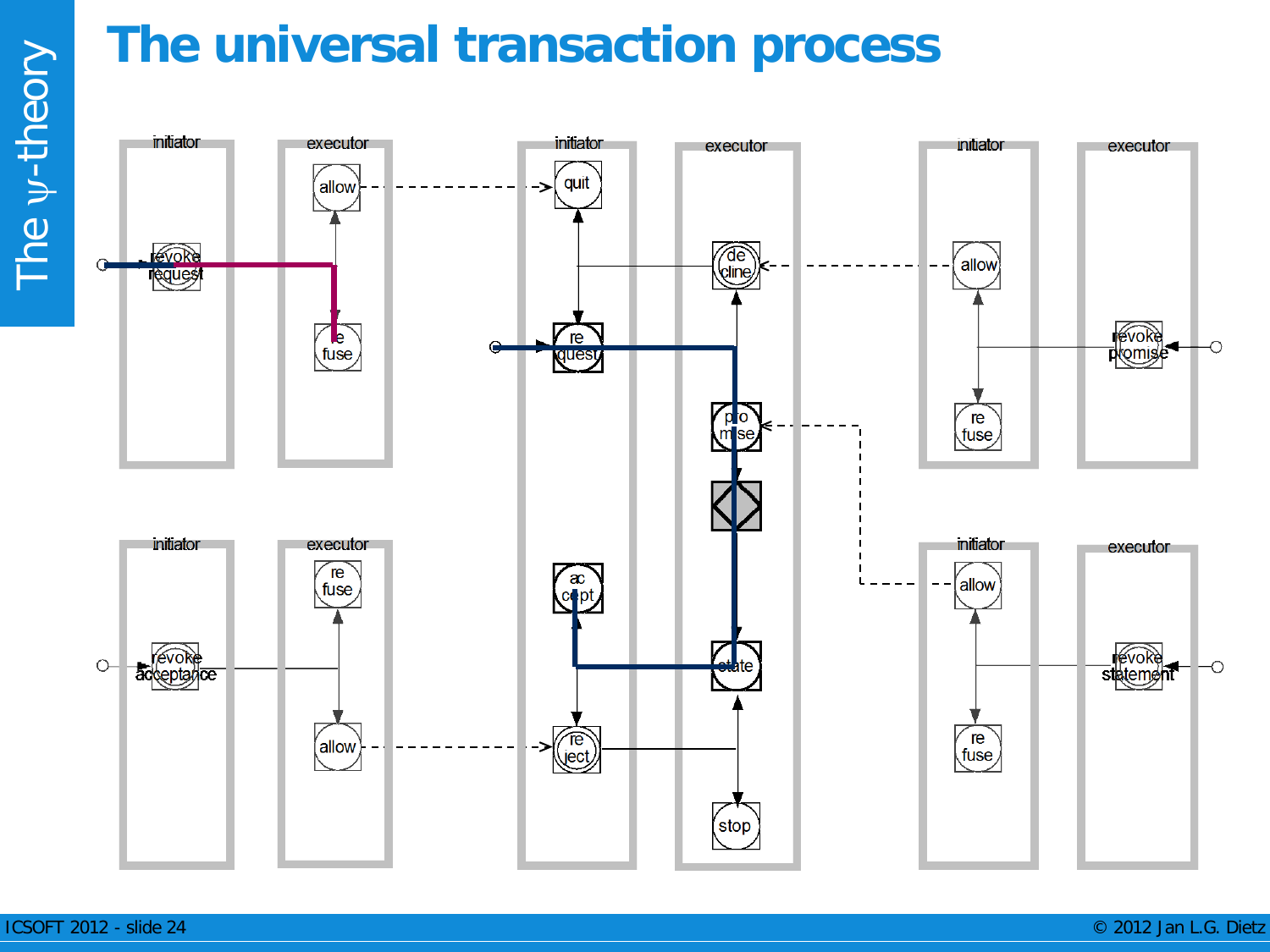# The universal transaction process

initiator | executor | initiator | executor | initiator | executor

revoke request · allow · refuse · quit · request · decline · allow · revoke promise · refuse · promise · accept · state · stop · reject · initiator · executor · refuse · revoke acceptance · allow · initiator · executor · allow · revoke statement · refuse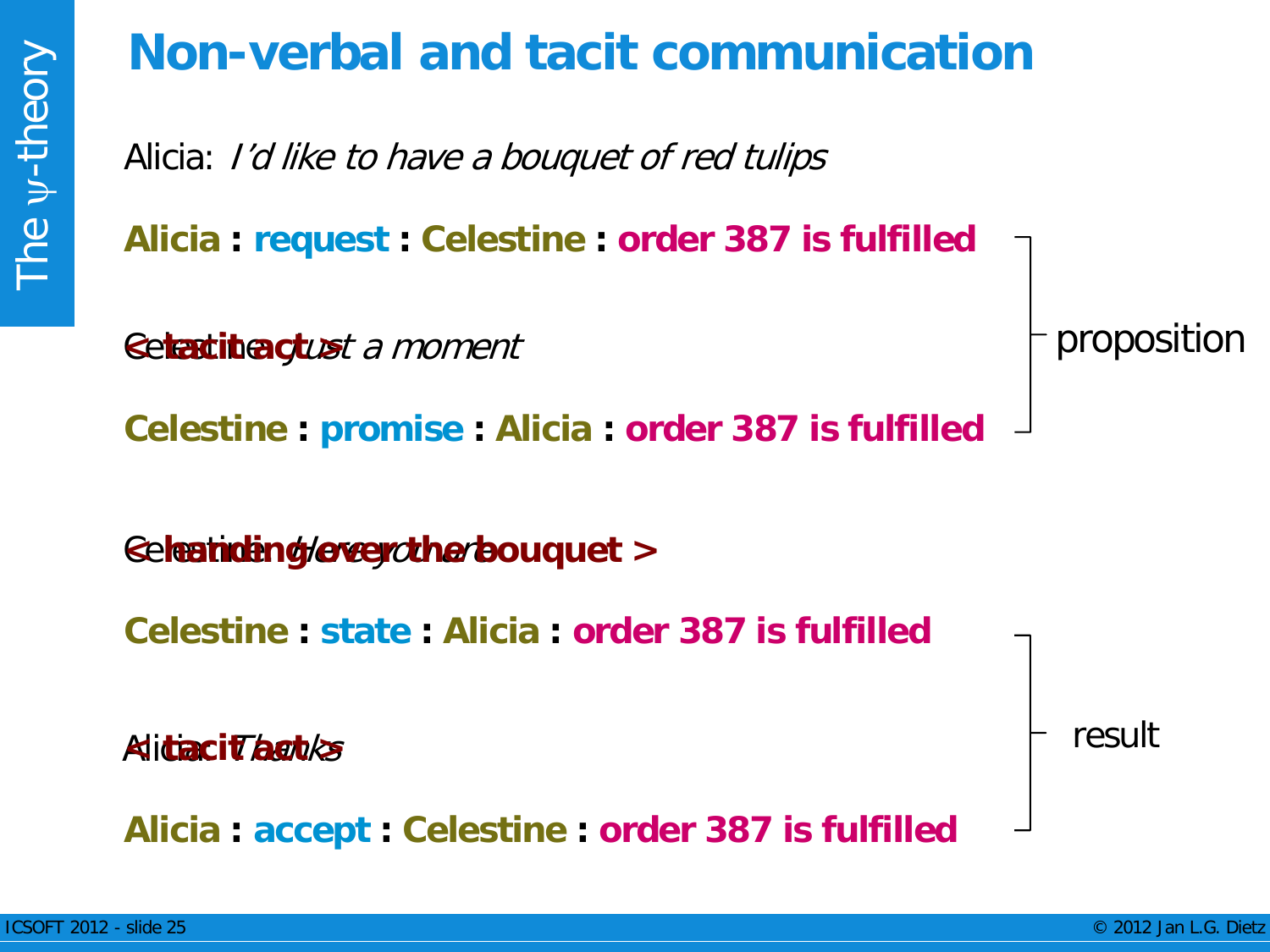# Non-verbal and tacit communication

Alicia: *I'd like to have a bouquet of red tulips*

**Alicia** : **request** : **Celestine** : **order 387 is fulfilled**

Celestine: *just a moment*

**< tacit act >**

**Celestine** : **promise** : **Alicia** : **order 387 is fulfilled**

— proposition

Celestine: *Here you are*

**< handing over the bouquet >**

**Celestine** : **state** : **Alicia** : **order 387 is fulfilled**

Alicia: *Thanks*

**< tacit act >**

**Alicia** : **accept** : **Celestine** : **order 387 is fulfilled**

— result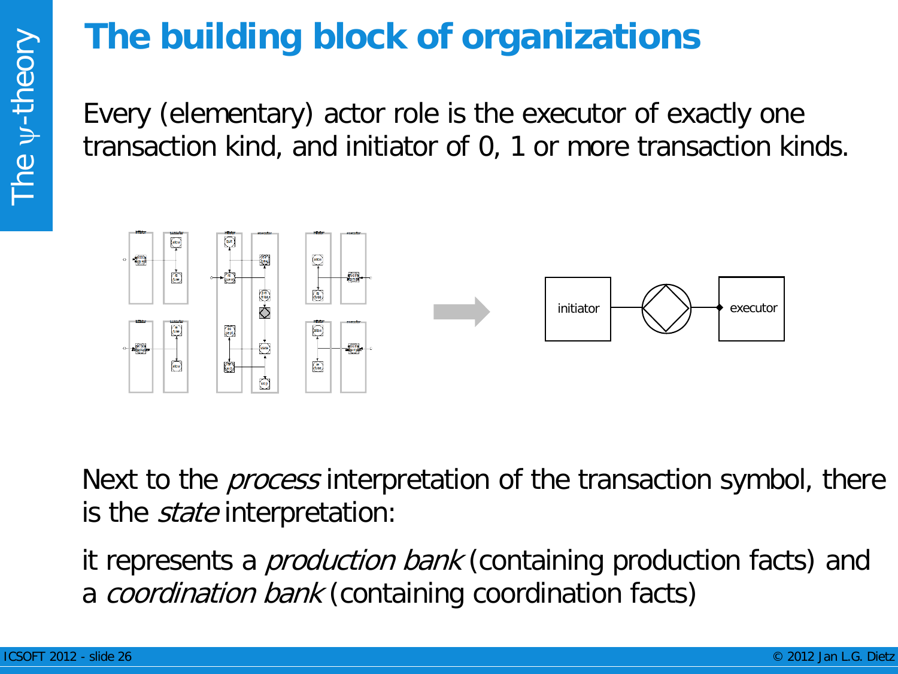# The building block of organizations

Every (elementary) actor role is the executor of exactly one transaction kind, and initiator of 0, 1 or more transaction kinds.

initiator

executor

Next to the *process* interpretation of the transaction symbol, there is the *state* interpretation:

it represents a *production bank* (containing production facts) and a *coordination bank* (containing coordination facts)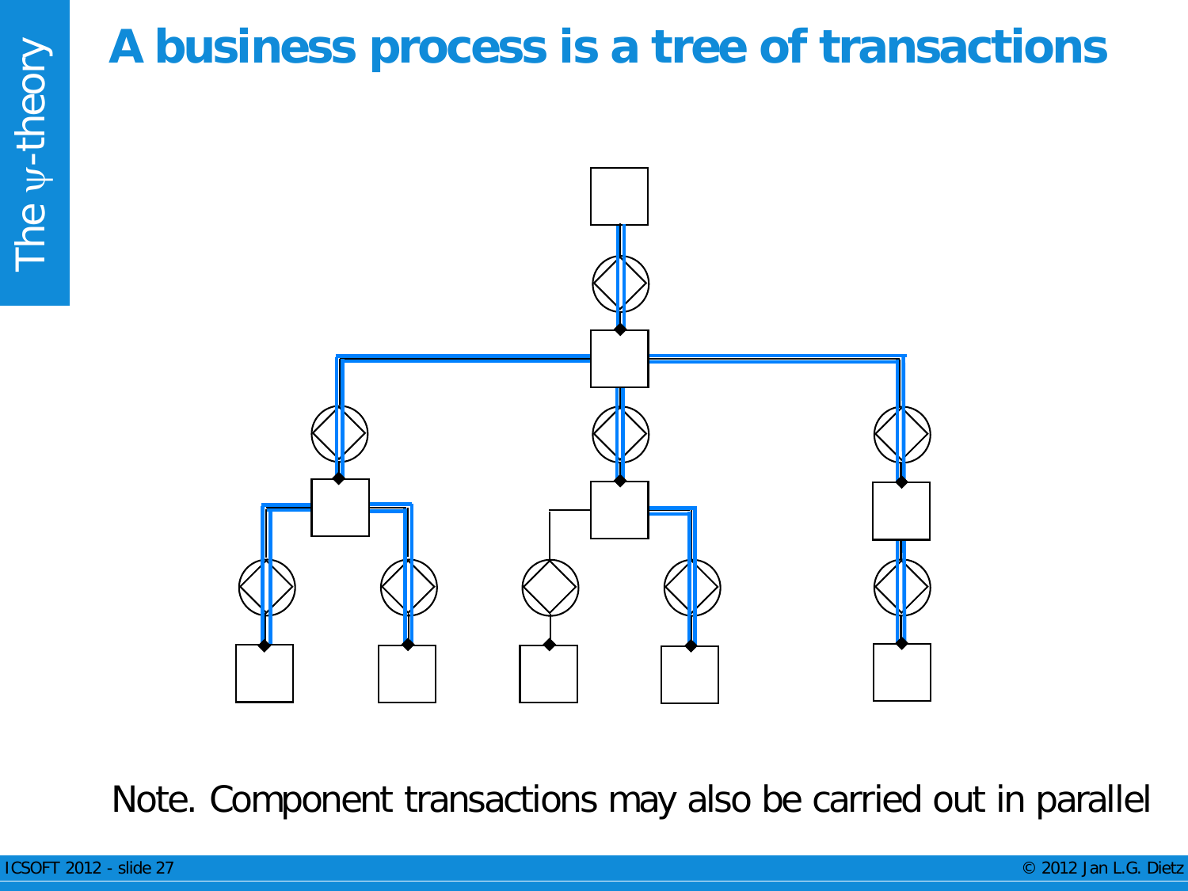# A business process is a tree of transactions

Note. Component transactions may also be carried out in parallel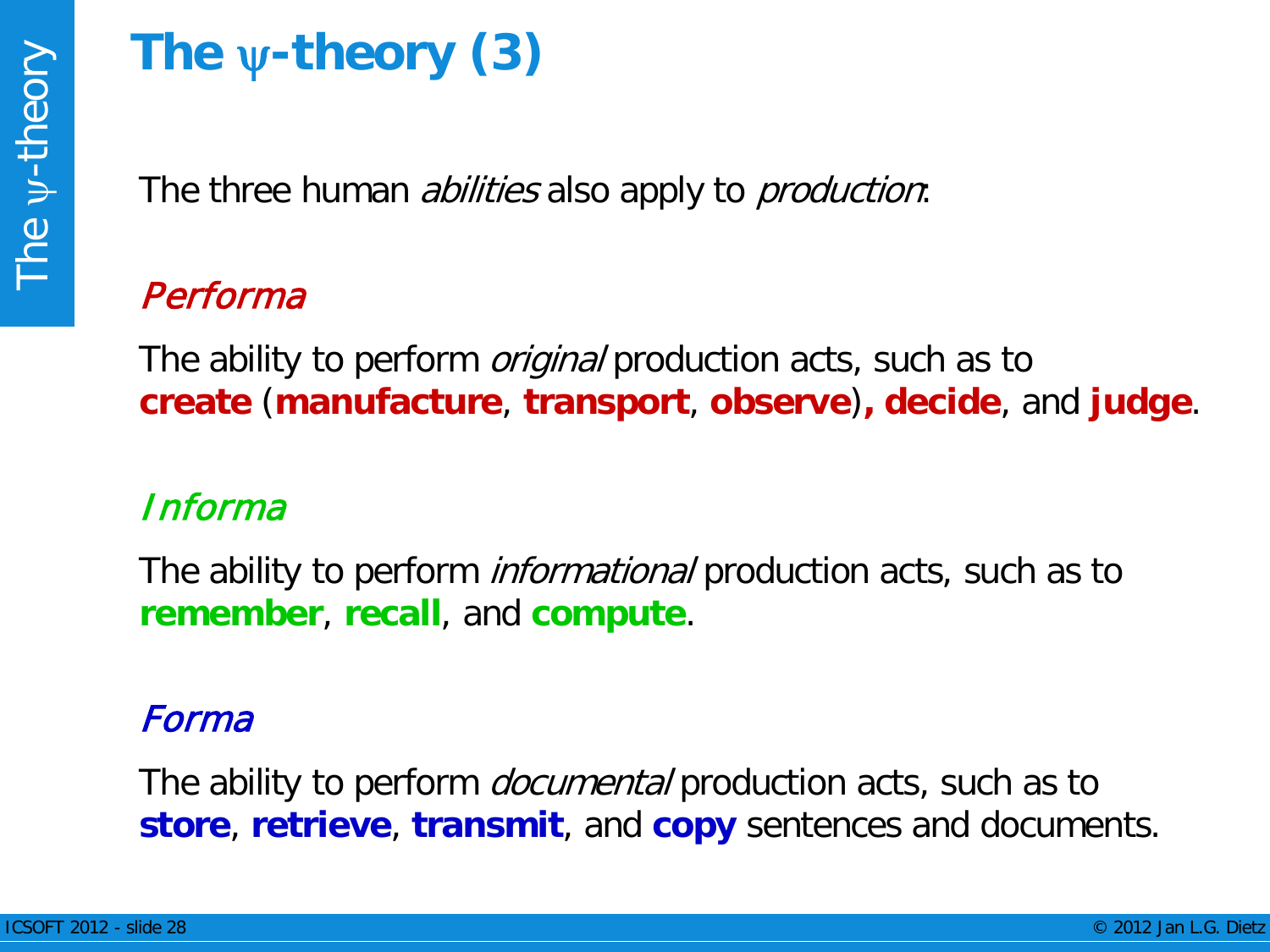# The ψ-theory (3)

The three human *abilities* also apply to *production*:

*Performa*

The ability to perform *original* production acts, such as to **create** (**manufacture**, **transport**, **observe**)**,** **decide**, and **judge**.

*Informa*

The ability to perform *informational* production acts, such as to **remember**, **recall**, and **compute**.

*Forma*

The ability to perform *documental* production acts, such as to **store**, **retrieve**, **transmit**, and **copy** sentences and documents.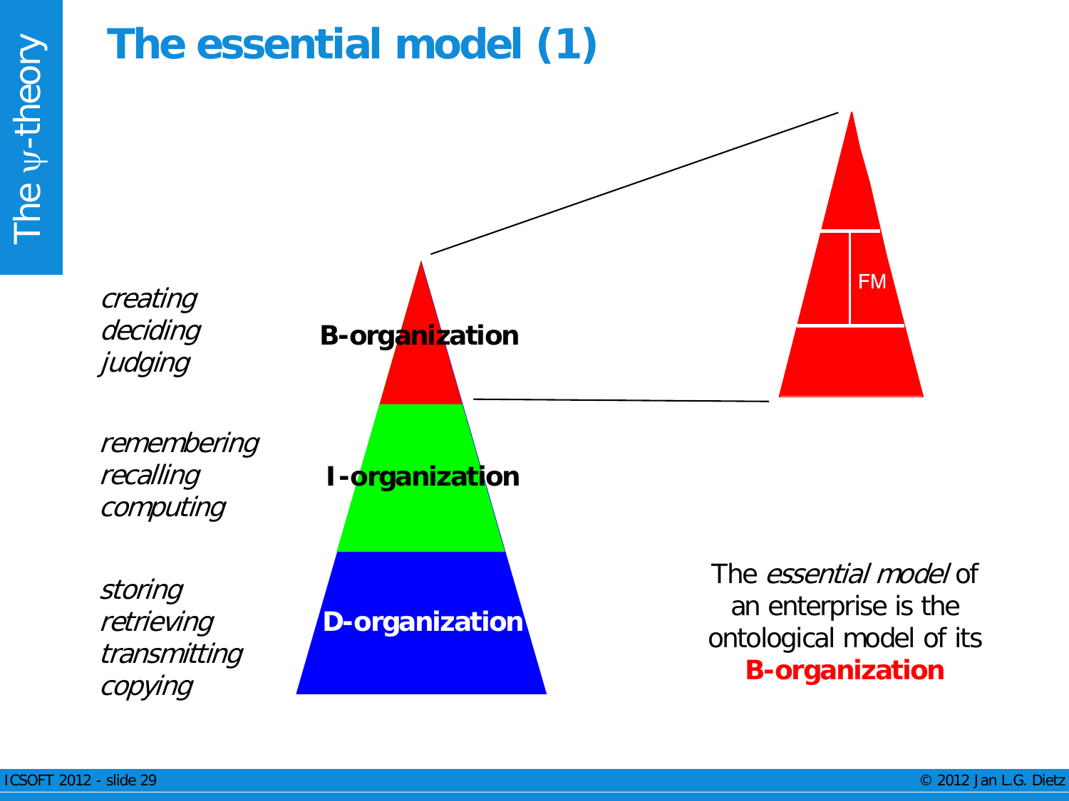# The essential model (1)

*creating*
*deciding*
*judging*

**B-organization**

*remembering*
*recalling*
*computing*

**I-organization**

*storing*
*retrieving*
*transmitting*
*copying*

**D-organization**

FM

The *essential model* of an enterprise is the ontological model of its **B-organization**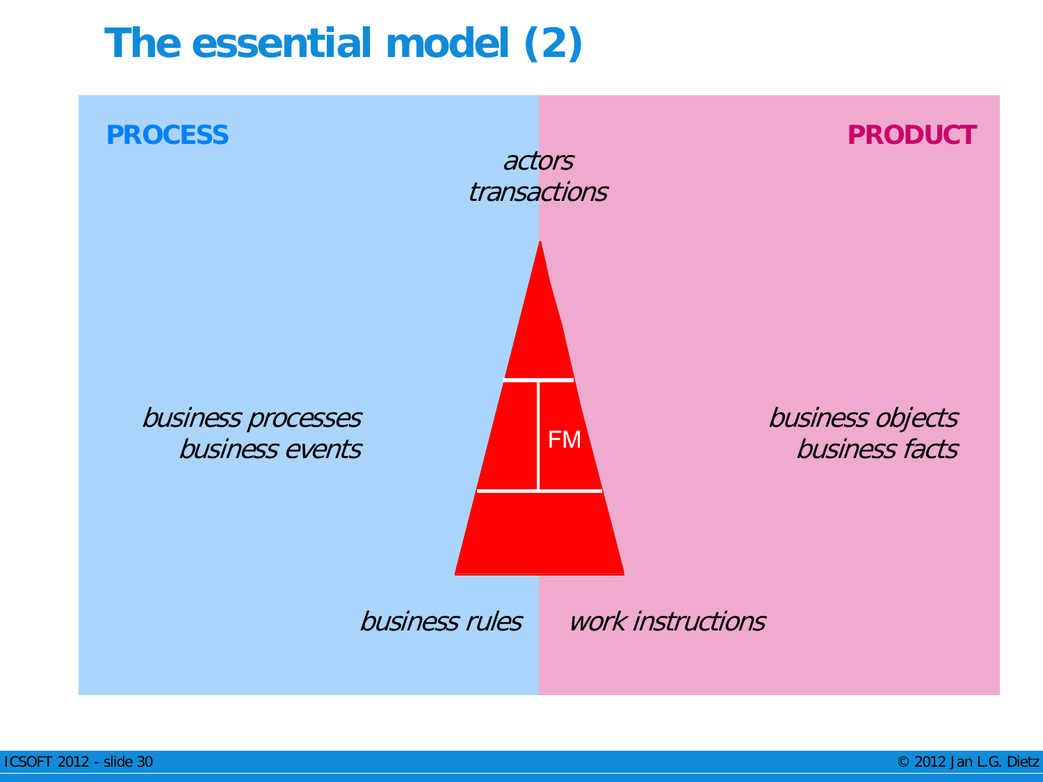# The essential model (2)

**PROCESS**

**PRODUCT**

*actors*
*transactions*

*business processes*
*business events*

FM

*business objects*
*business facts*

*business rules*

*work instructions*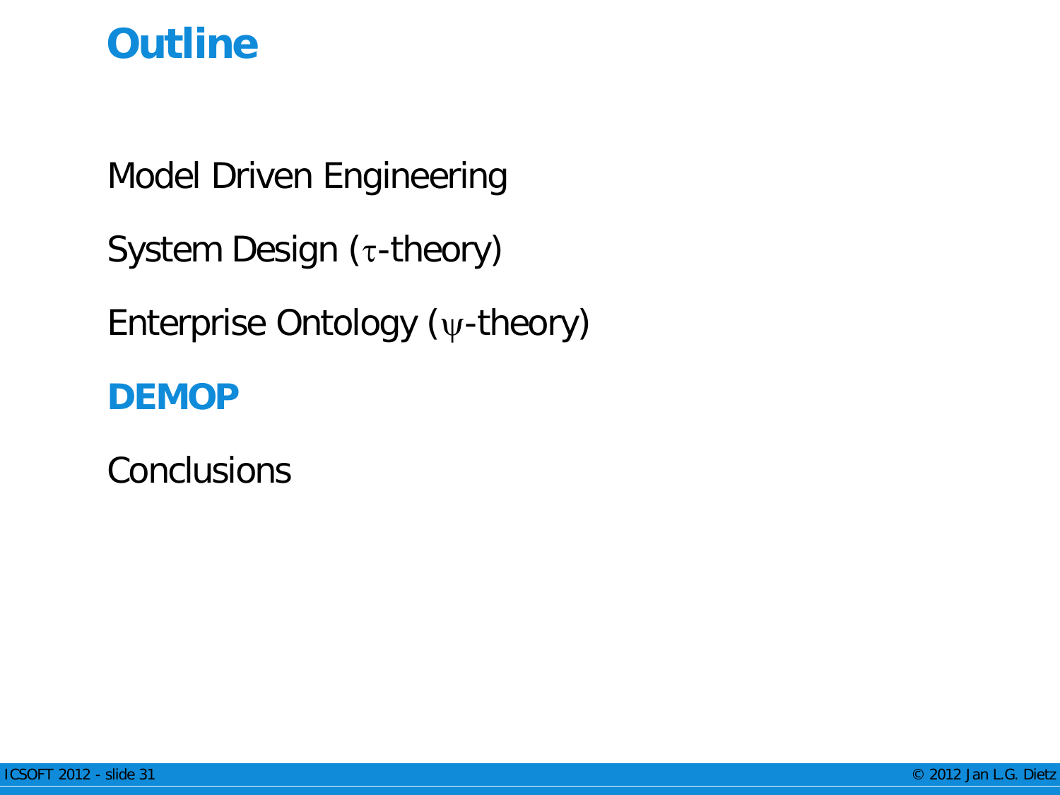# Outline

Model Driven Engineering

System Design ($\tau$-theory)

Enterprise Ontology ($\psi$-theory)

**DEMOP**

Conclusions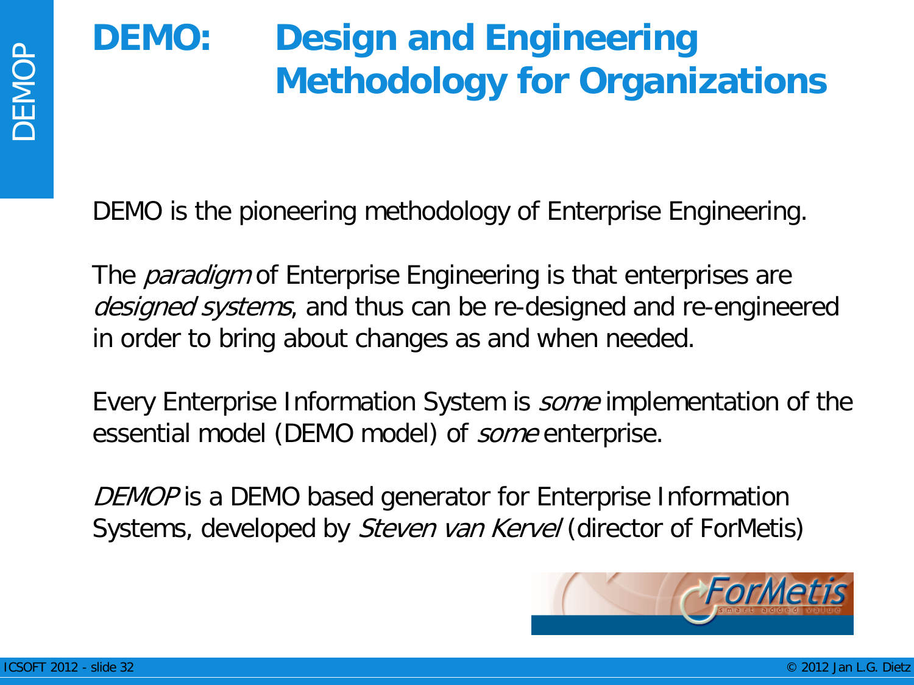# DEMO: Design and Engineering Methodology for Organizations

DEMO is the pioneering methodology of Enterprise Engineering.

The *paradigm* of Enterprise Engineering is that enterprises are *designed systems*, and thus can be re-designed and re-engineered in order to bring about changes as and when needed.

Every Enterprise Information System is *some* implementation of the essential model (DEMO model) of *some* enterprise.

*DEMOP* is a DEMO based generator for Enterprise Information Systems, developed by *Steven van Kervel* (director of ForMetis)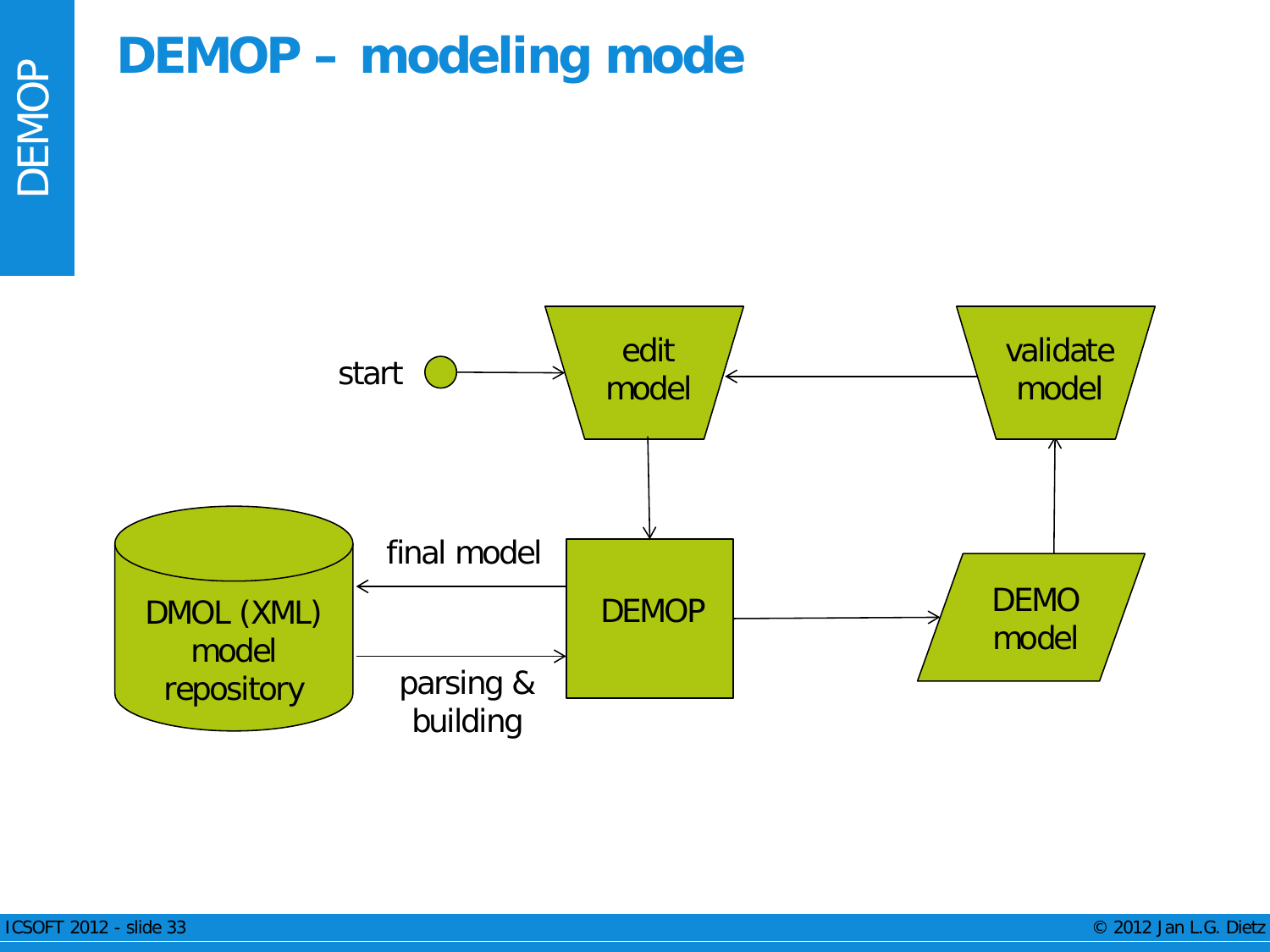# DEMOP – modeling mode

start

edit model

validate model

DMOL (XML) model repository

final model

parsing & building

DEMOP

DEMO model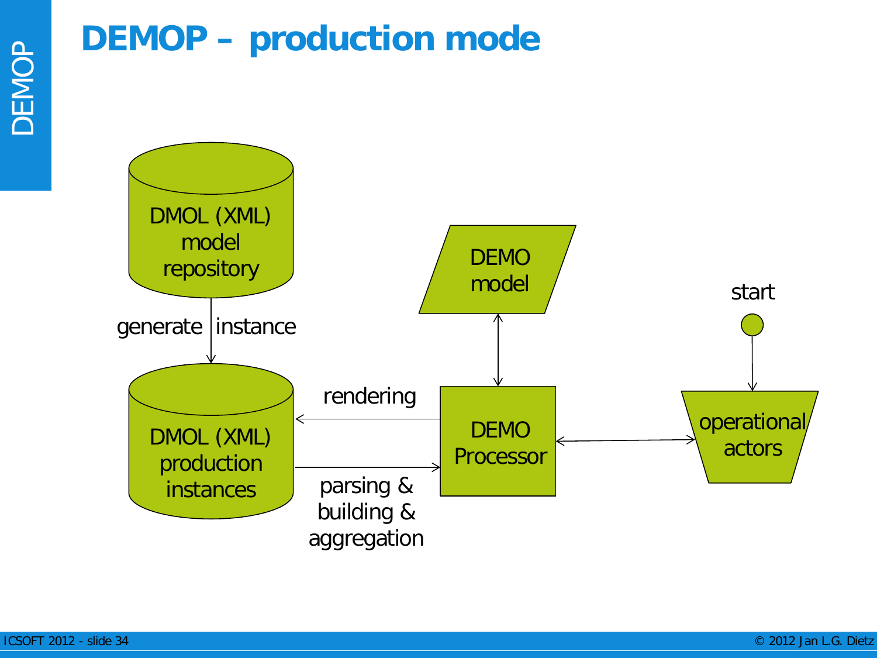# DEMOP – production mode

DMOL (XML) model repository

generate instance

DMOL (XML) production instances

rendering

parsing & building & aggregation

DEMO model

DEMO Processor

start

operational actors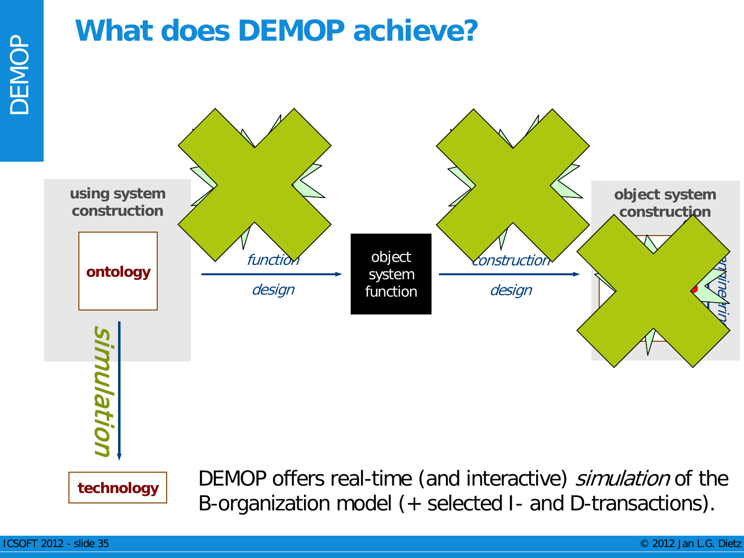# What does DEMOP achieve?

using system construction

ontology

*simulation*

technology

*function design*

object system function

*construction design*

object system construction

DEMOP offers real-time (and interactive) *simulation* of the B-organization model (+ selected I- and D-transactions).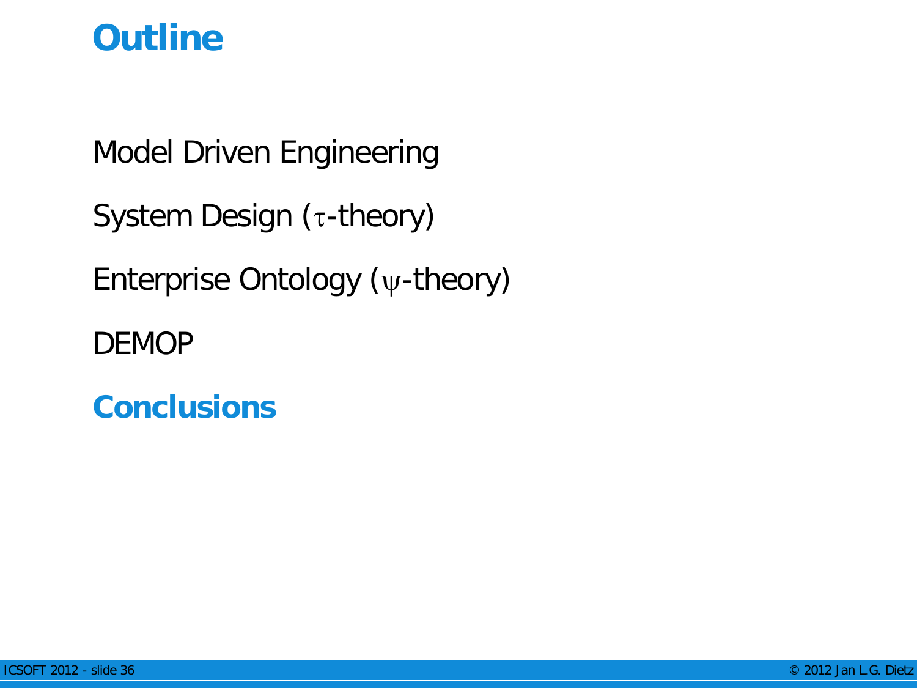# Outline

Model Driven Engineering

System Design ($\tau$-theory)

Enterprise Ontology ($\psi$-theory)

DEMOP

**Conclusions**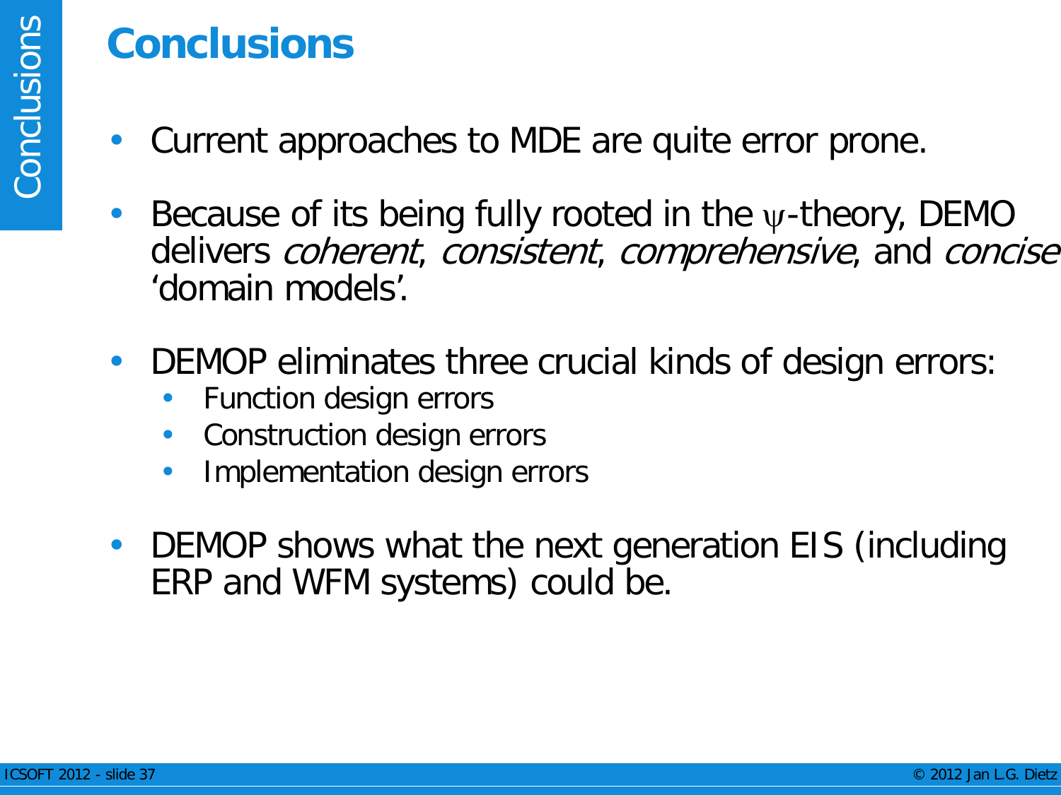# Conclusions

- Current approaches to MDE are quite error prone.
- Because of its being fully rooted in the $\psi$-theory, DEMO delivers *coherent*, *consistent*, *comprehensive*, and *concise* 'domain models'.
- DEMOP eliminates three crucial kinds of design errors:
  - Function design errors
  - Construction design errors
  - Implementation design errors
- DEMOP shows what the next generation EIS (including ERP and WFM systems) could be.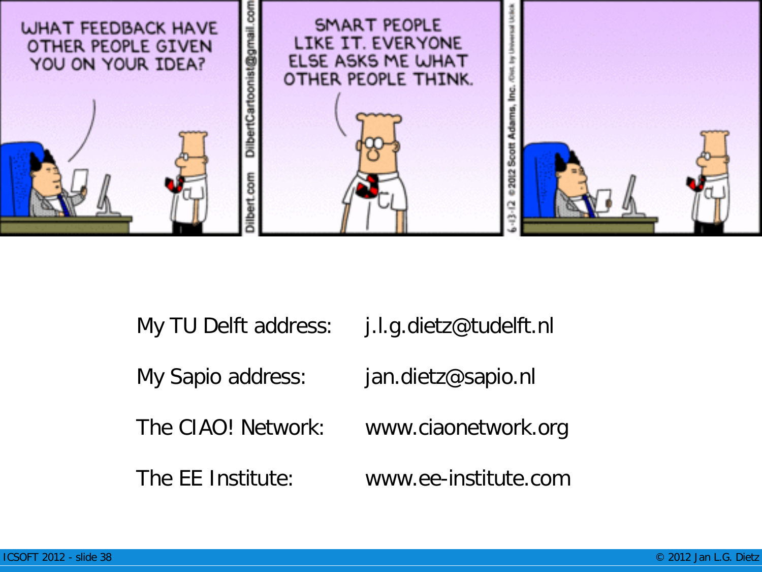| | |
|---|---|
| My TU Delft address: | j.l.g.dietz@tudelft.nl |
| My Sapio address: | jan.dietz@sapio.nl |
| The CIAO! Network: | www.ciaonetwork.org |
| The EE Institute: | www.ee-institute.com |